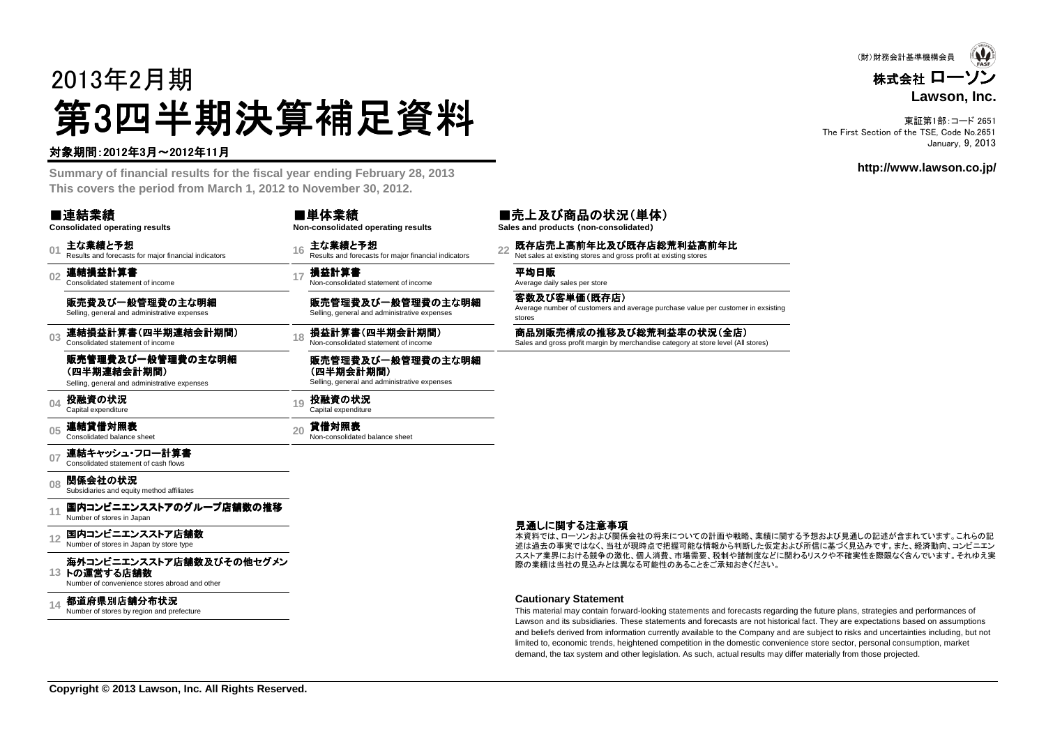(財)財務会計基準機構会員

株式会社 ローソン
**Lawson, Inc.**

東証第1部:コード 2651
The First Section of the TSE, Code No.2651
January, 9, 2013

http://www.lawson.co.jp/

# 2013年2月期
# 第3四半期決算補足資料

**対象期間:2012年3月～2012年11月**

**Summary of financial results for the fiscal year ending February 28, 2013**
**This covers the period from March 1, 2012 to November 30, 2012.**

## ■連結業績
**Consolidated operating results**

- 01 **主な業績と予想** Results and forecasts for major financial indicators
- 02 **連結損益計算書** Consolidated statement of income
  - **販売費及び一般管理費の主な明細** Selling, general and administrative expenses
- 03 **連結損益計算書(四半期連結会計期間)** Consolidated statement of income
  - **販売管理費及び一般管理費の主な明細(四半期連結会計期間)** Selling, general and administrative expenses
- 04 **投融資の状況** Capital expenditure
- 05 **連結貸借対照表** Consolidated balance sheet
- 07 **連結キャッシュ・フロー計算書** Consolidated statement of cash flows
- 08 **関係会社の状況** Subsidiaries and equity method affiliates
- 11 **国内コンビニエンスストアのグループ店舗数の推移** Number of stores in Japan
- 12 **国内コンビニエンスストア店舗数** Number of stores in Japan by store type
- 13 **海外コンビニエンスストア店舗数及びその他セグメントの運営する店舗数** Number of convenience stores abroad and other
- 14 **都道府県別店舗分布状況** Number of stores by region and prefecture

## ■単体業績
**Non-consolidated operating results**

- 16 **主な業績と予想** Results and forecasts for major financial indicators
- 17 **損益計算書** Non-consolidated statement of income
  - **販売管理費及び一般管理費の主な明細** Selling, general and administrative expenses
- 18 **損益計算書(四半期会計期間)** Non-consolidated statement of income
  - **販売管理費及び一般管理費の主な明細(四半期会計期間)** Selling, general and administrative expenses
- 19 **投融資の状況** Capital expenditure
- 20 **貸借対照表** Non-consolidated balance sheet

## ■売上及び商品の状況(単体)
**Sales and products (non-consolidated)**

- 22 **既存店売上高前年比及び既存店総荒利益高前年比** Net sales at existing stores and gross profit at existing stores
  - **平均日販** Average daily sales per store
  - **客数及び客単価(既存店)** Average number of customers and average purchase value per customer in exsisting stores
  - **商品別販売構成の推移及び総荒利益率の状況(全店)** Sales and gross profit margin by merchandise category at store level (All stores)

### 見通しに関する注意事項

本資料では、ローソンおよび関係会社の将来についての計画や戦略、業績に関する予想および見通しの記述が含まれています。これらの記述は過去の事実ではなく、当社が現時点で把握可能な情報から判断した仮定および所信に基づく見込みです。また、経済動向、コンビニエンスストア業界における競争の激化、個人消費、市場需要、税制や諸制度などに関わるリスクや不確実性を際限なく含んでいます。それゆえ実際の業績は当社の見込みとは異なる可能性のあることをご承知おきください。

### Cautionary Statement

This material may contain forward-looking statements and forecasts regarding the future plans, strategies and performances of Lawson and its subsidiaries. These statements and forecasts are not historical fact. They are expectations based on assumptions and beliefs derived from information currently available to the Company and are subject to risks and uncertainties including, but not limited to, economic trends, heightened competition in the domestic convenience store sector, personal consumption, market demand, the tax system and other legislation. As such, actual results may differ materially from those projected.

**Copyright © 2013 Lawson, Inc. All Rights Reserved.**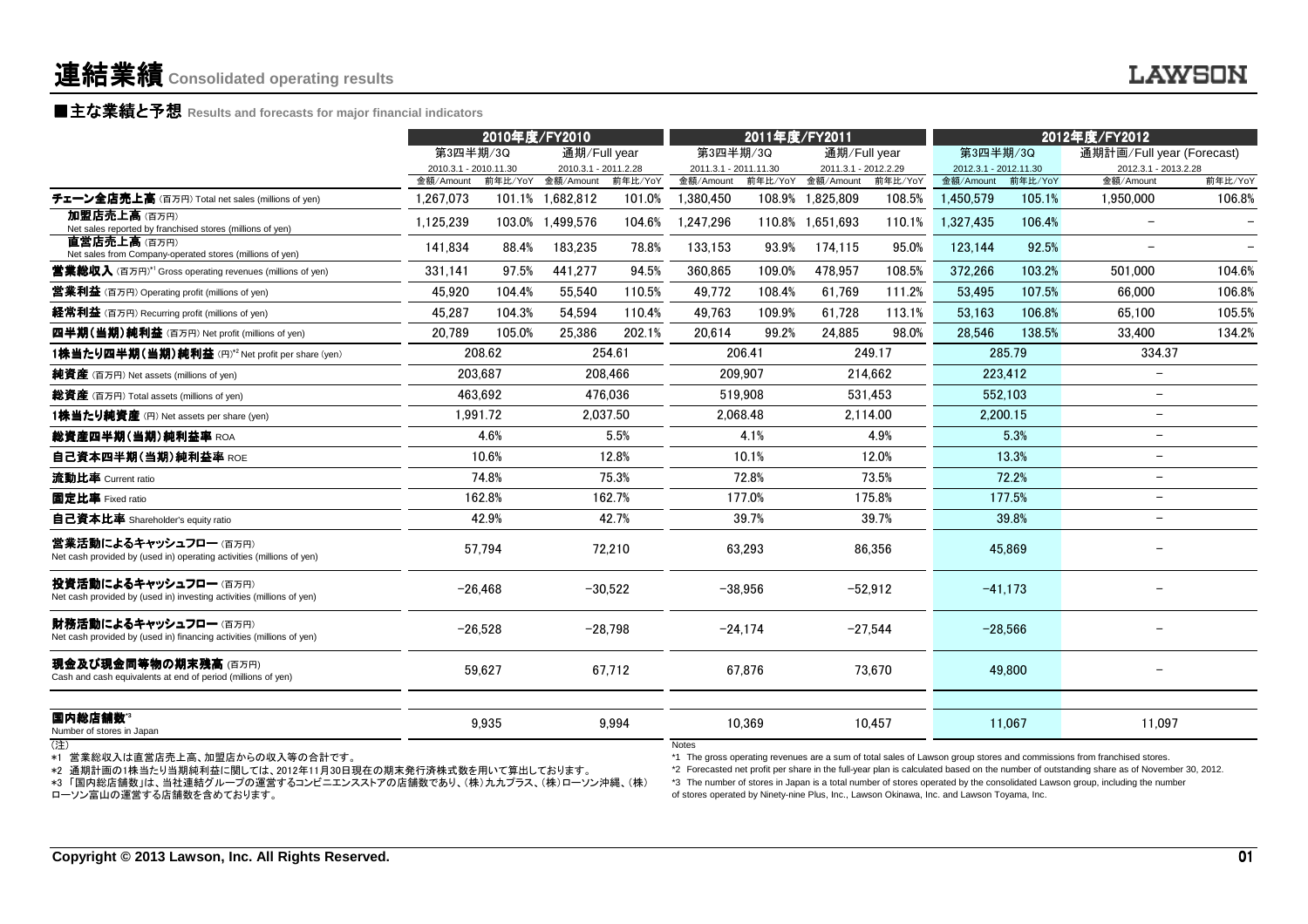# 連結業績 Consolidated operating results

## ■主な業績と予想 Results and forecasts for major financial indicators

| | 2010年度/FY2010 | | | | 2011年度/FY2011 | | | | 2012年度/FY2012 | | | |
|---|---|---|---|---|---|---|---|---|---|---|---|---|
| | 第3四半期/3Q | | 通期/Full year | | 第3四半期/3Q | | 通期/Full year | | 第3四半期/3Q | | 通期計画/Full year (Forecast) | |
| | 2010.3.1 - 2010.11.30 | | 2010.3.1 - 2011.2.28 | | 2011.3.1 - 2011.11.30 | | 2011.3.1 - 2012.2.29 | | 2012.3.1 - 2012.11.30 | | 2012.3.1 - 2013.2.28 | |
| | 金額/Amount | 前年比/YoY | 金額/Amount | 前年比/YoY | 金額/Amount | 前年比/YoY | 金額/Amount | 前年比/YoY | 金額/Amount | 前年比/YoY | 金額/Amount | 前年比/YoY |
| **チェーン全店売上高** (百万円) Total net sales (millions of yen) | 1,267,073 | 101.1% | 1,682,812 | 101.0% | 1,380,450 | 108.9% | 1,825,809 | 108.5% | 1,450,579 | 105.1% | 1,950,000 | 106.8% |
| **加盟店売上高** (百万円) Net sales reported by franchised stores (millions of yen) | 1,125,239 | 103.0% | 1,499,576 | 104.6% | 1,247,296 | 110.8% | 1,651,693 | 110.1% | 1,327,435 | 106.4% | − | − |
| **直営店売上高** (百万円) Net sales from Company-operated stores (millions of yen) | 141,834 | 88.4% | 183,235 | 78.8% | 133,153 | 93.9% | 174,115 | 95.0% | 123,144 | 92.5% | − | − |
| **営業総収入** (百万円)[*1] Gross operating revenues (millions of yen) | 331,141 | 97.5% | 441,277 | 94.5% | 360,865 | 109.0% | 478,957 | 108.5% | 372,266 | 103.2% | 501,000 | 104.6% |
| **営業利益** (百万円) Operating profit (millions of yen) | 45,920 | 104.4% | 55,540 | 110.5% | 49,772 | 108.4% | 61,769 | 111.2% | 53,495 | 107.5% | 66,000 | 106.8% |
| **経常利益** (百万円) Recurring profit (millions of yen) | 45,287 | 104.3% | 54,594 | 110.4% | 49,763 | 109.9% | 61,728 | 113.1% | 53,163 | 106.8% | 65,100 | 105.5% |
| **四半期(当期)純利益** (百万円) Net profit (millions of yen) | 20,789 | 105.0% | 25,386 | 202.1% | 20,614 | 99.2% | 24,885 | 98.0% | 28,546 | 138.5% | 33,400 | 134.2% |
| **1株当たり四半期(当期)純利益** (円)[*2] Net profit per share (yen) | 208.62 | | 254.61 | | 206.41 | | 249.17 | | 285.79 | | 334.37 | |
| **純資産** (百万円) Net assets (millions of yen) | 203,687 | | 208,466 | | 209,907 | | 214,662 | | 223,412 | | − | |
| **総資産** (百万円) Total assets (millions of yen) | 463,692 | | 476,036 | | 519,908 | | 531,453 | | 552,103 | | − | |
| **1株当たり純資産** (円) Net assets per share (yen) | 1,991.72 | | 2,037.50 | | 2,068.48 | | 2,114.00 | | 2,200.15 | | − | |
| **総資産四半期(当期)純利益率** ROA | 4.6% | | 5.5% | | 4.1% | | 4.9% | | 5.3% | | − | |
| **自己資本四半期(当期)純利益率** ROE | 10.6% | | 12.8% | | 10.1% | | 12.0% | | 13.3% | | − | |
| **流動比率** Current ratio | 74.8% | | 75.3% | | 72.8% | | 73.5% | | 72.2% | | − | |
| **固定比率** Fixed ratio | 162.8% | | 162.7% | | 177.0% | | 175.8% | | 177.5% | | − | |
| **自己資本比率** Shareholder's equity ratio | 42.9% | | 42.7% | | 39.7% | | 39.7% | | 39.8% | | − | |
| **営業活動によるキャッシュフロー** (百万円) Net cash provided by (used in) operating activities (millions of yen) | 57,794 | | 72,210 | | 63,293 | | 86,356 | | 45,869 | | − | |
| **投資活動によるキャッシュフロー** (百万円) Net cash provided by (used in) investing activities (millions of yen) | −26,468 | | −30,522 | | −38,956 | | −52,912 | | −41,173 | | − | |
| **財務活動によるキャッシュフロー** (百万円) Net cash provided by (used in) financing activities (millions of yen) | −26,528 | | −28,798 | | −24,174 | | −27,544 | | −28,566 | | − | |
| **現金及び現金同等物の期末残高** (百万円) Cash and cash equivalents at end of period (millions of yen) | 59,627 | | 67,712 | | 67,876 | | 73,670 | | 49,800 | | − | |
| **国内総店舗数**[*3] Number of stores in Japan | 9,935 | | 9,994 | | 10,369 | | 10,457 | | 11,067 | | 11,097 | |

(注)

*1 営業総収入は直営店売上高、加盟店からの収入等の合計です。

*2 通期計画の1株当たり当期純利益に関しては、2012年11月30日現在の期末発行済株式数を用いて算出しております。

*3 「国内総店舗数」は、当社連結グループの運営するコンビニエンスストアの店舗数であり、(株)九九プラス、(株)ローソン沖縄、(株)ローソン富山の運営する店舗数を含めております。

Notes

*1 The gross operating revenues are a sum of total sales of Lawson group stores and commissions from franchised stores.

*2 Forecasted net profit per share in the full-year plan is calculated based on the number of outstanding share as of November 30, 2012.

*3 The number of stores in Japan is a total number of stores operated by the consolidated Lawson group, including the number of stores operated by Ninety-nine Plus, Inc., Lawson Okinawa, Inc. and Lawson Toyama, Inc.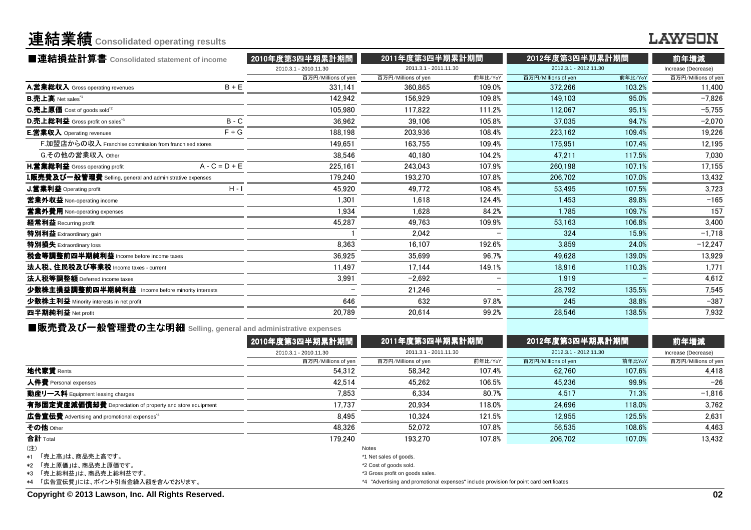# 連結業績 Consolidated operating results

## ■連結損益計算書 Consolidated statement of income

| | | 2010年度第3四半期累計期間 | 2011年度第3四半期累計期間 | | 2012年度第3四半期累計期間 | | 前年増減 |
|---|---|---|---|---|---|---|---|
| | | 2010.3.1 - 2010.11.30 | 2011.3.1 - 2011.11.30 | | 2012.3.1 - 2012.11.30 | | Increase (Decrease) |
| | | 百万円/Millions of yen | 百万円/Millions of yen | 前年比/YoY | 百万円/Millions of yen | 前年比/YoY | 百万円/Millions of yen |
| **A.営業総収入** Gross operating revenues | B + E | 331,141 | 360,865 | 109.0% | 372,266 | 103.2% | 11,400 |
| **B.売上高** Net sales[*1] | | 142,942 | 156,929 | 109.8% | 149,103 | 95.0% | −7,826 |
| **C.売上原価** Cost of goods sold[*2] | | 105,980 | 117,822 | 111.2% | 112,067 | 95.1% | −5,755 |
| **D.売上総利益** Gross profit on sales[*3] | B - C | 36,962 | 39,106 | 105.8% | 37,035 | 94.7% | −2,070 |
| **E.営業収入** Operating revenues | F + G | 188,198 | 203,936 | 108.4% | 223,162 | 109.4% | 19,226 |
| F.加盟店からの収入 Franchise commission from franchised stores | | 149,651 | 163,755 | 109.4% | 175,951 | 107.4% | 12,195 |
| G.その他の営業収入 Other | | 38,546 | 40,180 | 104.2% | 47,211 | 117.5% | 7,030 |
| **H.営業総利益** Gross operating profit | A - C = D + E | 225,161 | 243,043 | 107.9% | 260,198 | 107.1% | 17,155 |
| **I.販売費及び一般管理費** Selling, general and administrative expenses | | 179,240 | 193,270 | 107.8% | 206,702 | 107.0% | 13,432 |
| **J.営業利益** Operating profit | H - I | 45,920 | 49,772 | 108.4% | 53,495 | 107.5% | 3,723 |
| **営業外収益** Non-operating income | | 1,301 | 1,618 | 124.4% | 1,453 | 89.8% | −165 |
| **営業外費用** Non-operating expenses | | 1,934 | 1,628 | 84.2% | 1,785 | 109.7% | 157 |
| **経常利益** Recurring profit | | 45,287 | 49,763 | 109.9% | 53,163 | 106.8% | 3,400 |
| **特別利益** Extraordinary gain | | 1 | 2,042 | − | 324 | 15.9% | −1,718 |
| **特別損失** Extraordinary loss | | 8,363 | 16,107 | 192.6% | 3,859 | 24.0% | −12,247 |
| **税金等調整前四半期純利益** Income before income taxes | | 36,925 | 35,699 | 96.7% | 49,628 | 139.0% | 13,929 |
| **法人税、住民税及び事業税** Income taxes - current | | 11,497 | 17,144 | 149.1% | 18,916 | 110.3% | 1,771 |
| **法人税等調整額** Deferred income taxes | | 3,991 | −2,692 | − | 1,919 | − | 4,612 |
| **少数株主損益調整前四半期純利益** Income before minority interests | | − | 21,246 | − | 28,792 | 135.5% | 7,545 |
| **少数株主利益** Minority interests in net profit | | 646 | 632 | 97.8% | 245 | 38.8% | −387 |
| **四半期純利益** Net profit | | 20,789 | 20,614 | 99.2% | 28,546 | 138.5% | 7,932 |

## ■販売費及び一般管理費の主な明細 Selling, general and administrative expenses

| | 2010年度第3四半期累計期間 | 2011年度第3四半期累計期間 | | 2012年度第3四半期累計期間 | | 前年増減 |
|---|---|---|---|---|---|---|
| | 2010.3.1 - 2010.11.30 | 2011.3.1 - 2011.11.30 | | 2012.3.1 - 2012.11.30 | | Increase (Decrease) |
| | 百万円/Millions of yen | 百万円/Millions of yen | 前年比/YoY | 百万円/Millions of yen | 前年比YoY | 百万円/Millions of yen |
| **地代家賃** Rents | 54,312 | 58,342 | 107.4% | 62,760 | 107.6% | 4,418 |
| **人件費** Personal expenses | 42,514 | 45,262 | 106.5% | 45,236 | 99.9% | −26 |
| **動産リース料** Equipment leasing charges | 7,853 | 6,334 | 80.7% | 4,517 | 71.3% | −1,816 |
| **有形固定資産減価償却費** Depreciation of property and store equipment | 17,737 | 20,934 | 118.0% | 24,696 | 118.0% | 3,762 |
| **広告宣伝費** Advertising and promotional expenses[*4] | 8,495 | 10,324 | 121.5% | 12,955 | 125.5% | 2,631 |
| **その他** Other | 48,326 | 52,072 | 107.8% | 56,535 | 108.6% | 4,463 |
| **合計** Total | 179,240 | 193,270 | 107.8% | 206,702 | 107.0% | 13,432 |

(注)
*1 「売上高」は、商品売上高です。
*2 「売上原価」は、商品売上原価です。
*3 「売上総利益」は、商品売上総利益です。
*4 「広告宣伝費」には、ポイント引当金繰入額を含んでおります。

Notes
*1 Net sales of goods.
*2 Cost of goods sold.
*3 Gross profit on goods sales.
*4 "Advertising and promotional expenses" include provision for point card certificates.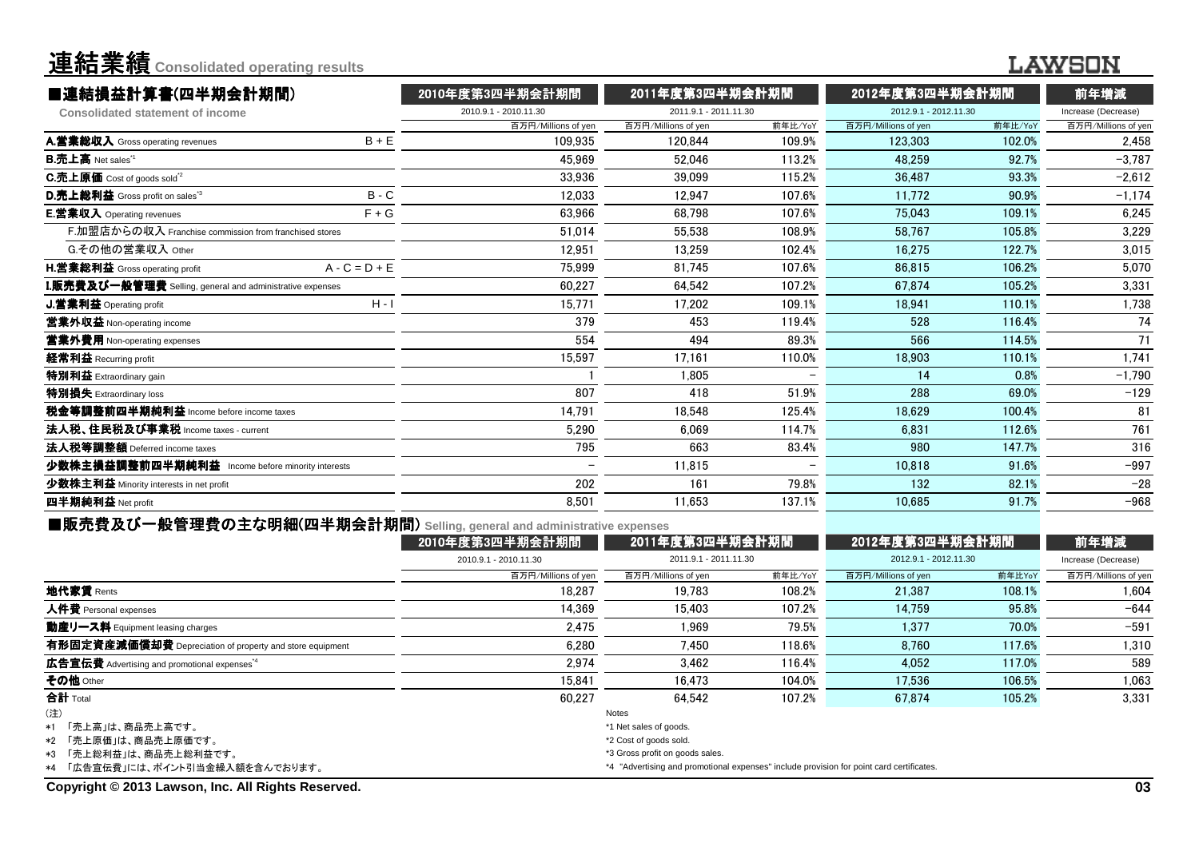# 連結業績 Consolidated operating results

## ■連結損益計算書(四半期会計期間) Consolidated statement of income

| | | 2010年度第3四半期会計期間 | 2011年度第3四半期会計期間 | | 2012年度第3四半期会計期間 | | 前年増減 |
|---|---|---|---|---|---|---|---|
| | | 2010.9.1 - 2010.11.30 | 2011.9.1 - 2011.11.30 | | 2012.9.1 - 2012.11.30 | | Increase (Decrease) |
| | | 百万円/Millions of yen | 百万円/Millions of yen | 前年比/YoY | 百万円/Millions of yen | 前年比/YoY | 百万円/Millions of yen |
| **A.営業総収入** Gross operating revenues | B + E | 109,935 | 120,844 | 109.9% | 123,303 | 102.0% | 2,458 |
| **B.売上高** Net sales*1 | | 45,969 | 52,046 | 113.2% | 48,259 | 92.7% | −3,787 |
| **C.売上原価** Cost of goods sold*2 | | 33,936 | 39,099 | 115.2% | 36,487 | 93.3% | −2,612 |
| **D.売上総利益** Gross profit on sales*3 | B - C | 12,033 | 12,947 | 107.6% | 11,772 | 90.9% | −1,174 |
| **E.営業収入** Operating revenues | F + G | 63,966 | 68,798 | 107.6% | 75,043 | 109.1% | 6,245 |
| F.加盟店からの収入 Franchise commission from franchised stores | | 51,014 | 55,538 | 108.9% | 58,767 | 105.8% | 3,229 |
| G.その他の営業収入 Other | | 12,951 | 13,259 | 102.4% | 16,275 | 122.7% | 3,015 |
| **H.営業総利益** Gross operating profit | A - C = D + E | 75,999 | 81,745 | 107.6% | 86,815 | 106.2% | 5,070 |
| **I.販売費及び一般管理費** Selling, general and administrative expenses | | 60,227 | 64,542 | 107.2% | 67,874 | 105.2% | 3,331 |
| **J.営業利益** Operating profit | H - I | 15,771 | 17,202 | 109.1% | 18,941 | 110.1% | 1,738 |
| **営業外収益** Non-operating income | | 379 | 453 | 119.4% | 528 | 116.4% | 74 |
| **営業外費用** Non-operating expenses | | 554 | 494 | 89.3% | 566 | 114.5% | 71 |
| **経常利益** Recurring profit | | 15,597 | 17,161 | 110.0% | 18,903 | 110.1% | 1,741 |
| **特別利益** Extraordinary gain | | 1 | 1,805 | − | 14 | 0.8% | −1,790 |
| **特別損失** Extraordinary loss | | 807 | 418 | 51.9% | 288 | 69.0% | −129 |
| **税金等調整前四半期純利益** Income before income taxes | | 14,791 | 18,548 | 125.4% | 18,629 | 100.4% | 81 |
| **法人税、住民税及び事業税** Income taxes - current | | 5,290 | 6,069 | 114.7% | 6,831 | 112.6% | 761 |
| **法人税等調整額** Deferred income taxes | | 795 | 663 | 83.4% | 980 | 147.7% | 316 |
| **少数株主損益調整前四半期純利益** Income before minority interests | | − | 11,815 | − | 10,818 | 91.6% | −997 |
| **少数株主利益** Minority interests in net profit | | 202 | 161 | 79.8% | 132 | 82.1% | −28 |
| **四半期純利益** Net profit | | 8,501 | 11,653 | 137.1% | 10,685 | 91.7% | −968 |

## ■販売費及び一般管理費の主な明細(四半期会計期間) Selling, general and administrative expenses

| | 2010年度第3四半期会計期間 | 2011年度第3四半期会計期間 | | 2012年度第3四半期会計期間 | | 前年増減 |
|---|---|---|---|---|---|---|
| | 2010.9.1 - 2010.11.30 | 2011.9.1 - 2011.11.30 | | 2012.9.1 - 2012.11.30 | | Increase (Decrease) |
| | 百万円/Millions of yen | 百万円/Millions of yen | 前年比/YoY | 百万円/Millions of yen | 前年比YoY | 百万円/Millions of yen |
| **地代家賃** Rents | 18,287 | 19,783 | 108.2% | 21,387 | 108.1% | 1,604 |
| **人件費** Personal expenses | 14,369 | 15,403 | 107.2% | 14,759 | 95.8% | −644 |
| **動産リース料** Equipment leasing charges | 2,475 | 1,969 | 79.5% | 1,377 | 70.0% | −591 |
| **有形固定資産減価償却費** Depreciation of property and store equipment | 6,280 | 7,450 | 118.6% | 8,760 | 117.6% | 1,310 |
| **広告宣伝費** Advertising and promotional expenses*4 | 2,974 | 3,462 | 116.4% | 4,052 | 117.0% | 589 |
| **その他** Other | 15,841 | 16,473 | 104.0% | 17,536 | 106.5% | 1,063 |
| **合計** Total | 60,227 | 64,542 | 107.2% | 67,874 | 105.2% | 3,331 |

(注)
*1 「売上高」は、商品売上高です。
*2 「売上原価」は、商品売上原価です。
*3 「売上総利益」は、商品売上総利益です。
*4 「広告宣伝費」には、ポイント引当金繰入額を含んでおります。

Notes
*1 Net sales of goods.
*2 Cost of goods sold.
*3 Gross profit on goods sales.
*4 "Advertising and promotional expenses" include provision for point card certificates.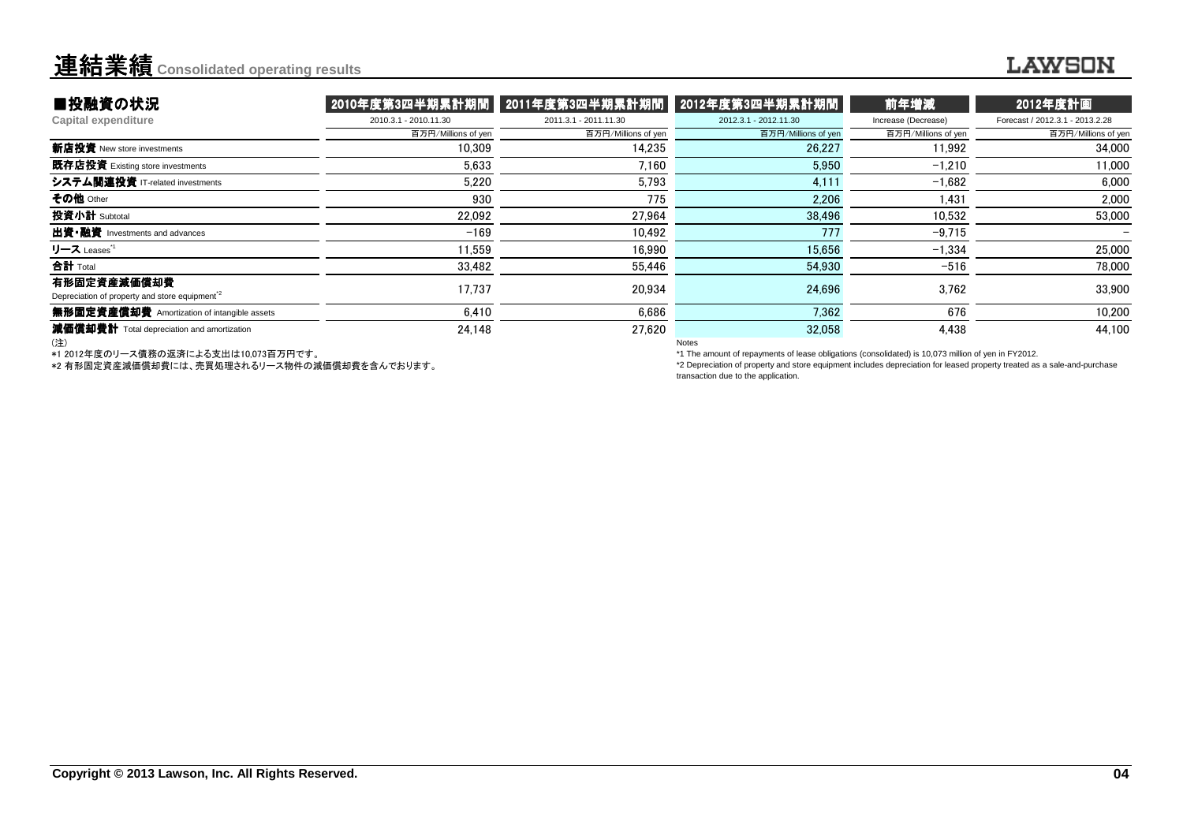# 連結業績 Consolidated operating results

## ■投融資の状況 Capital expenditure

| | 2010年度第3四半期累計期間 | 2011年度第3四半期累計期間 | 2012年度第3四半期累計期間 | 前年増減 | 2012年度計画 |
|---|---|---|---|---|---|
| | 2010.3.1 - 2010.11.30 | 2011.3.1 - 2011.11.30 | 2012.3.1 - 2012.11.30 | Increase (Decrease) | Forecast / 2012.3.1 - 2013.2.28 |
| | 百万円/Millions of yen | 百万円/Millions of yen | 百万円/Millions of yen | 百万円/Millions of yen | 百万円/Millions of yen |
| **新店投資** New store investments | 10,309 | 14,235 | 26,227 | 11,992 | 34,000 |
| **既存店投資** Existing store investments | 5,633 | 7,160 | 5,950 | −1,210 | 11,000 |
| **システム関連投資** IT-related investments | 5,220 | 5,793 | 4,111 | −1,682 | 6,000 |
| **その他** Other | 930 | 775 | 2,206 | 1,431 | 2,000 |
| **投資小計** Subtotal | 22,092 | 27,964 | 38,496 | 10,532 | 53,000 |
| **出資・融資** Investments and advances | −169 | 10,492 | 777 | −9,715 | − |
| **リース** Leases[*1] | 11,559 | 16,990 | 15,656 | −1,334 | 25,000 |
| **合計** Total | 33,482 | 55,446 | 54,930 | −516 | 78,000 |
| **有形固定資産減価償却費** Depreciation of property and store equipment[*2] | 17,737 | 20,934 | 24,696 | 3,762 | 33,900 |
| **無形固定資産償却費** Amortization of intangible assets | 6,410 | 6,686 | 7,362 | 676 | 10,200 |
| **減価償却費計** Total depreciation and amortization | 24,148 | 27,620 | 32,058 | 4,438 | 44,100 |

(注)

*1 2012年度のリース債務の返済による支出は10,073百万円です。

*2 有形固定資産減価償却費には、売買処理されるリース物件の減価償却費を含んでおります。

Notes

*1 The amount of repayments of lease obligations (consolidated) is 10,073 million of yen in FY2012.

*2 Depreciation of property and store equipment includes depreciation for leased property treated as a sale-and-purchase transaction due to the application.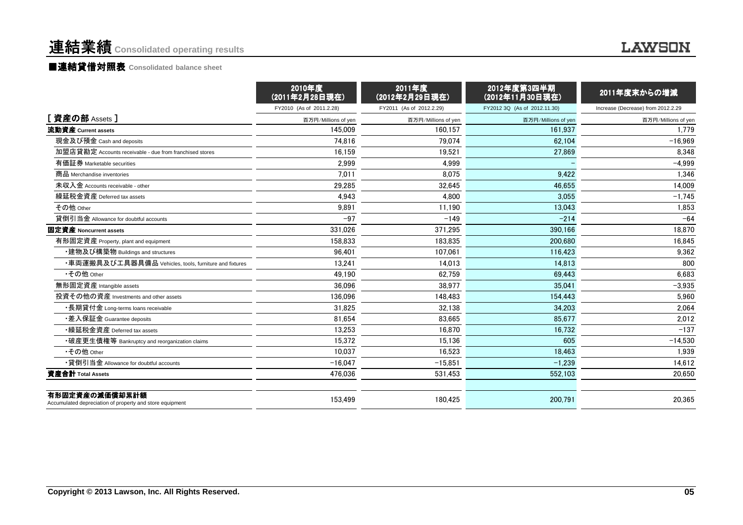# 連結業績 Consolidated operating results

## ■連結貸借対照表 Consolidated balance sheet

| | 2010年度（2011年2月28日現在） | 2011年度（2012年2月29日現在） | 2012年度第3四半期（2012年11月30日現在） | 2011年度末からの増減 |
|---|---|---|---|---|
| | FY2010 (As of 2011.2.28) | FY2011 (As of 2012.2.29) | FY2012 3Q (As of 2012.11.30) | Increase (Decrease) from 2012.2.29 |
| **[ 資産の部 Assets ]** | 百万円/Millions of yen | 百万円/Millions of yen | 百万円/Millions of yen | 百万円/Millions of yen |
| **流動資産 Current assets** | 145,009 | 160,157 | 161,937 | 1,779 |
| 現金及び預金 Cash and deposits | 74,816 | 79,074 | 62,104 | −16,969 |
| 加盟店貸勘定 Accounts receivable - due from franchised stores | 16,159 | 19,521 | 27,869 | 8,348 |
| 有価証券 Marketable securities | 2,999 | 4,999 | − | −4,999 |
| 商品 Merchandise inventories | 7,011 | 8,075 | 9,422 | 1,346 |
| 未収入金 Accounts receivable - other | 29,285 | 32,645 | 46,655 | 14,009 |
| 繰延税金資産 Deferred tax assets | 4,943 | 4,800 | 3,055 | −1,745 |
| その他 Other | 9,891 | 11,190 | 13,043 | 1,853 |
| 貸倒引当金 Allowance for doubtful accounts | −97 | −149 | −214 | −64 |
| **固定資産 Noncurrent assets** | 331,026 | 371,295 | 390,166 | 18,870 |
| 有形固定資産 Property, plant and equipment | 158,833 | 183,835 | 200,680 | 16,845 |
| ・建物及び構築物 Buildings and structures | 96,401 | 107,061 | 116,423 | 9,362 |
| ・車両運搬具及び工具器具備品 Vehicles, tools, furniture and fixtures | 13,241 | 14,013 | 14,813 | 800 |
| ・その他 Other | 49,190 | 62,759 | 69,443 | 6,683 |
| 無形固定資産 Intangible assets | 36,096 | 38,977 | 35,041 | −3,935 |
| 投資その他の資産 Investments and other assets | 136,096 | 148,483 | 154,443 | 5,960 |
| ・長期貸付金 Long-terms loans receivable | 31,825 | 32,138 | 34,203 | 2,064 |
| ・差入保証金 Guarantee deposits | 81,654 | 83,665 | 85,677 | 2,012 |
| ・繰延税金資産 Deferred tax assets | 13,253 | 16,870 | 16,732 | −137 |
| ・破産更生債権等 Bankruptcy and reorganization claims | 15,372 | 15,136 | 605 | −14,530 |
| ・その他 Other | 10,037 | 16,523 | 18,463 | 1,939 |
| ・貸倒引当金 Allowance for doubtful accounts | −16,047 | −15,851 | −1,239 | 14,612 |
| **資産合計 Total Assets** | 476,036 | 531,453 | 552,103 | 20,650 |
| **有形固定資産の減価償却累計額** Accumulated depreciation of property and store equipment | 153,499 | 180,425 | 200,791 | 20,365 |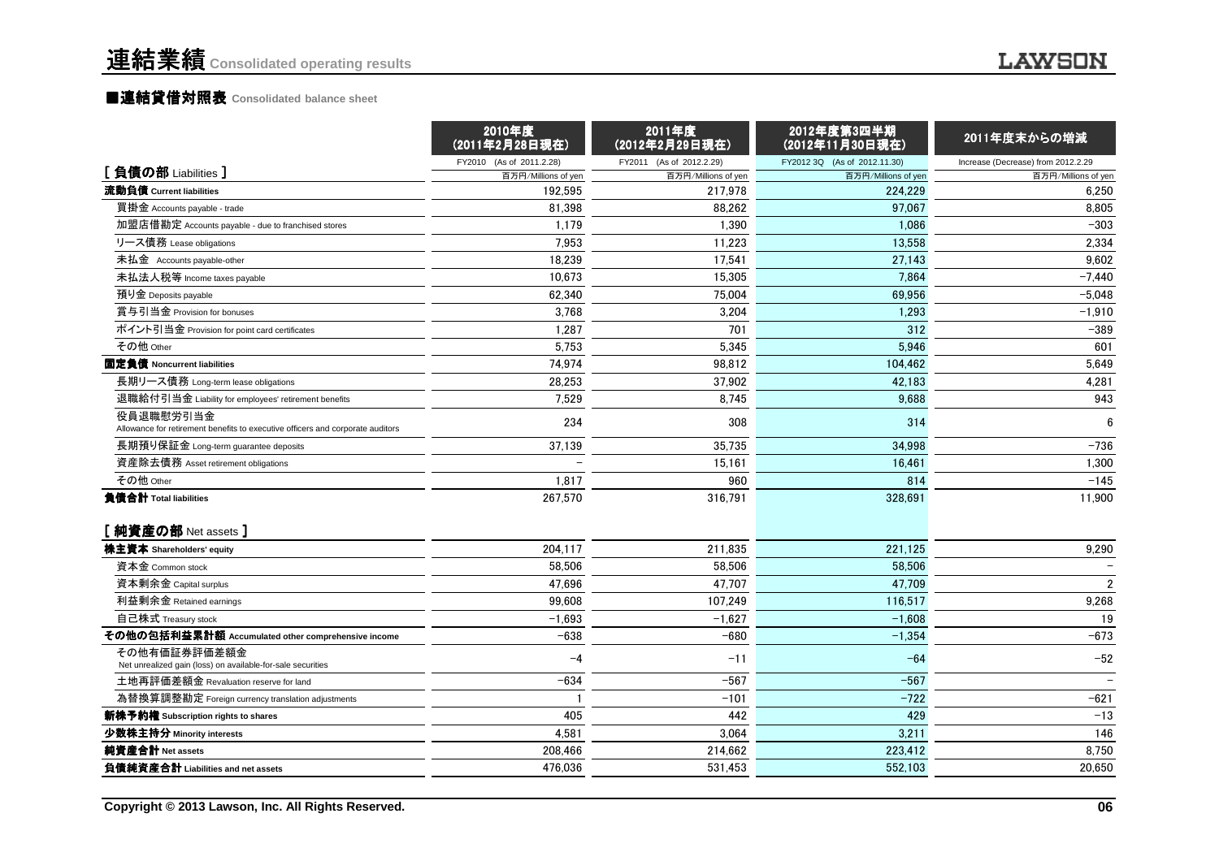# 連結業績 Consolidated operating results

## ■連結貸借対照表 Consolidated balance sheet

| | 2010年度 (2011年2月28日現在) | 2011年度 (2012年2月29日現在) | 2012年度第3四半期 (2012年11月30日現在) | 2011年度末からの増減 |
|---|---|---|---|---|
| | FY2010 (As of 2011.2.28) | FY2011 (As of 2012.2.29) | FY2012 3Q (As of 2012.11.30) | Increase (Decrease) from 2012.2.29 |
| **[ 負債の部 Liabilities ]** | 百万円/Millions of yen | 百万円/Millions of yen | 百万円/Millions of yen | 百万円/Millions of yen |
| **流動負債 Current liabilities** | 192,595 | 217,978 | 224,229 | 6,250 |
| 買掛金 Accounts payable - trade | 81,398 | 88,262 | 97,067 | 8,805 |
| 加盟店借勘定 Accounts payable - due to franchised stores | 1,179 | 1,390 | 1,086 | −303 |
| リース債務 Lease obligations | 7,953 | 11,223 | 13,558 | 2,334 |
| 未払金 Accounts payable-other | 18,239 | 17,541 | 27,143 | 9,602 |
| 未払法人税等 Income taxes payable | 10,673 | 15,305 | 7,864 | −7,440 |
| 預り金 Deposits payable | 62,340 | 75,004 | 69,956 | −5,048 |
| 賞与引当金 Provision for bonuses | 3,768 | 3,204 | 1,293 | −1,910 |
| ポイント引当金 Provision for point card certificates | 1,287 | 701 | 312 | −389 |
| その他 Other | 5,753 | 5,345 | 5,946 | 601 |
| **固定負債 Noncurrent liabilities** | 74,974 | 98,812 | 104,462 | 5,649 |
| 長期リース債務 Long-term lease obligations | 28,253 | 37,902 | 42,183 | 4,281 |
| 退職給付引当金 Liability for employees' retirement benefits | 7,529 | 8,745 | 9,688 | 943 |
| 役員退職慰労引当金 Allowance for retirement benefits to executive officers and corporate auditors | 234 | 308 | 314 | 6 |
| 長期預り保証金 Long-term guarantee deposits | 37,139 | 35,735 | 34,998 | −736 |
| 資産除去債務 Asset retirement obligations | − | 15,161 | 16,461 | 1,300 |
| その他 Other | 1,817 | 960 | 814 | −145 |
| **負債合計 Total liabilities** | 267,570 | 316,791 | 328,691 | 11,900 |
| **[ 純資産の部 Net assets ]** | | | | |
| **株主資本 Shareholders' equity** | 204,117 | 211,835 | 221,125 | 9,290 |
| 資本金 Common stock | 58,506 | 58,506 | 58,506 | − |
| 資本剰余金 Capital surplus | 47,696 | 47,707 | 47,709 | 2 |
| 利益剰余金 Retained earnings | 99,608 | 107,249 | 116,517 | 9,268 |
| 自己株式 Treasury stock | −1,693 | −1,627 | −1,608 | 19 |
| **その他の包括利益累計額 Accumulated other comprehensive income** | −638 | −680 | −1,354 | −673 |
| その他有価証券評価差額金 Net unrealized gain (loss) on available-for-sale securities | −4 | −11 | −64 | −52 |
| 土地再評価差額金 Revaluation reserve for land | −634 | −567 | −567 | − |
| 為替換算調整勘定 Foreign currency translation adjustments | 1 | −101 | −722 | −621 |
| **新株予約権 Subscription rights to shares** | 405 | 442 | 429 | −13 |
| **少数株主持分 Minority interests** | 4,581 | 3,064 | 3,211 | 146 |
| **純資産合計 Net assets** | 208,466 | 214,662 | 223,412 | 8,750 |
| **負債純資産合計 Liabilities and net assets** | 476,036 | 531,453 | 552,103 | 20,650 |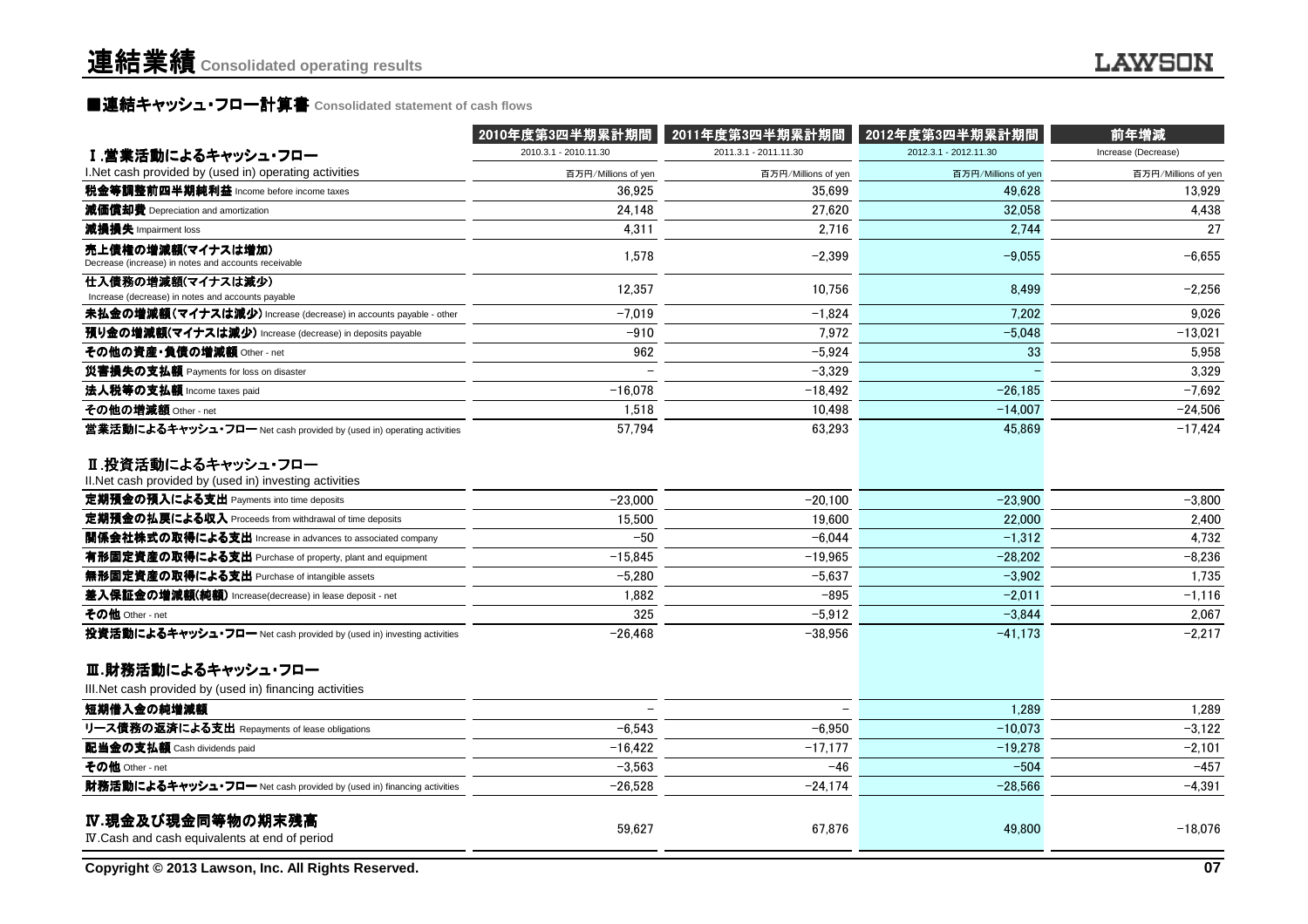# 連結業績 Consolidated operating results

## ■連結キャッシュ・フロー計算書 Consolidated statement of cash flows

| | 2010年度第3四半期累計期間 | 2011年度第3四半期累計期間 | 2012年度第3四半期累計期間 | 前年増減 |
|---|---|---|---|---|
| **Ⅰ.営業活動によるキャッシュ・フロー** | 2010.3.1 - 2010.11.30 | 2011.3.1 - 2011.11.30 | 2012.3.1 - 2012.11.30 | Increase (Decrease) |
| I.Net cash provided by (used in) operating activities | 百万円/Millions of yen | 百万円/Millions of yen | 百万円/Millions of yen | 百万円/Millions of yen |
| **税金等調整前四半期純利益** Income before income taxes | 36,925 | 35,699 | 49,628 | 13,929 |
| **減価償却費** Depreciation and amortization | 24,148 | 27,620 | 32,058 | 4,438 |
| **減損損失** Impairment loss | 4,311 | 2,716 | 2,744 | 27 |
| **売上債権の増減額(マイナスは増加)** Decrease (increase) in notes and accounts receivable | 1,578 | −2,399 | −9,055 | −6,655 |
| **仕入債務の増減額(マイナスは減少)** Increase (decrease) in notes and accounts payable | 12,357 | 10,756 | 8,499 | −2,256 |
| **未払金の増減額(マイナスは減少)** Increase (decrease) in accounts payable - other | −7,019 | −1,824 | 7,202 | 9,026 |
| **預り金の増減額(マイナスは減少)** Increase (decrease) in deposits payable | −910 | 7,972 | −5,048 | −13,021 |
| **その他の資産・負債の増減額** Other - net | 962 | −5,924 | 33 | 5,958 |
| **災害損失の支払額** Payments for loss on disaster | − | −3,329 | − | 3,329 |
| **法人税等の支払額** Income taxes paid | −16,078 | −18,492 | −26,185 | −7,692 |
| **その他の増減額** Other - net | 1,518 | 10,498 | −14,007 | −24,506 |
| **営業活動によるキャッシュ・フロー** Net cash provided by (used in) operating activities | 57,794 | 63,293 | 45,869 | −17,424 |
| **Ⅱ.投資活動によるキャッシュ・フロー** II.Net cash provided by (used in) investing activities | | | | |
| **定期預金の預入による支出** Payments into time deposits | −23,000 | −20,100 | −23,900 | −3,800 |
| **定期預金の払戻による収入** Proceeds from withdrawal of time deposits | 15,500 | 19,600 | 22,000 | 2,400 |
| **関係会社株式の取得による支出** Increase in advances to associated company | −50 | −6,044 | −1,312 | 4,732 |
| **有形固定資産の取得による支出** Purchase of property, plant and equipment | −15,845 | −19,965 | −28,202 | −8,236 |
| **無形固定資産の取得による支出** Purchase of intangible assets | −5,280 | −5,637 | −3,902 | 1,735 |
| **差入保証金の増減額(純額)** Increase(decrease) in lease deposit - net | 1,882 | −895 | −2,011 | −1,116 |
| **その他** Other - net | 325 | −5,912 | −3,844 | 2,067 |
| **投資活動によるキャッシュ・フロー** Net cash provided by (used in) investing activities | −26,468 | −38,956 | −41,173 | −2,217 |
| **Ⅲ.財務活動によるキャッシュ・フロー** III.Net cash provided by (used in) financing activities | | | | |
| **短期借入金の純増減額** | − | − | 1,289 | 1,289 |
| **リース債務の返済による支出** Repayments of lease obligations | −6,543 | −6,950 | −10,073 | −3,122 |
| **配当金の支払額** Cash dividends paid | −16,422 | −17,177 | −19,278 | −2,101 |
| **その他** Other - net | −3,563 | −46 | −504 | −457 |
| **財務活動によるキャッシュ・フロー** Net cash provided by (used in) financing activities | −26,528 | −24,174 | −28,566 | −4,391 |
| **Ⅳ.現金及び現金同等物の期末残高** Ⅳ.Cash and cash equivalents at end of period | 59,627 | 67,876 | 49,800 | −18,076 |

Copyright © 2013 Lawson, Inc. All Rights Reserved.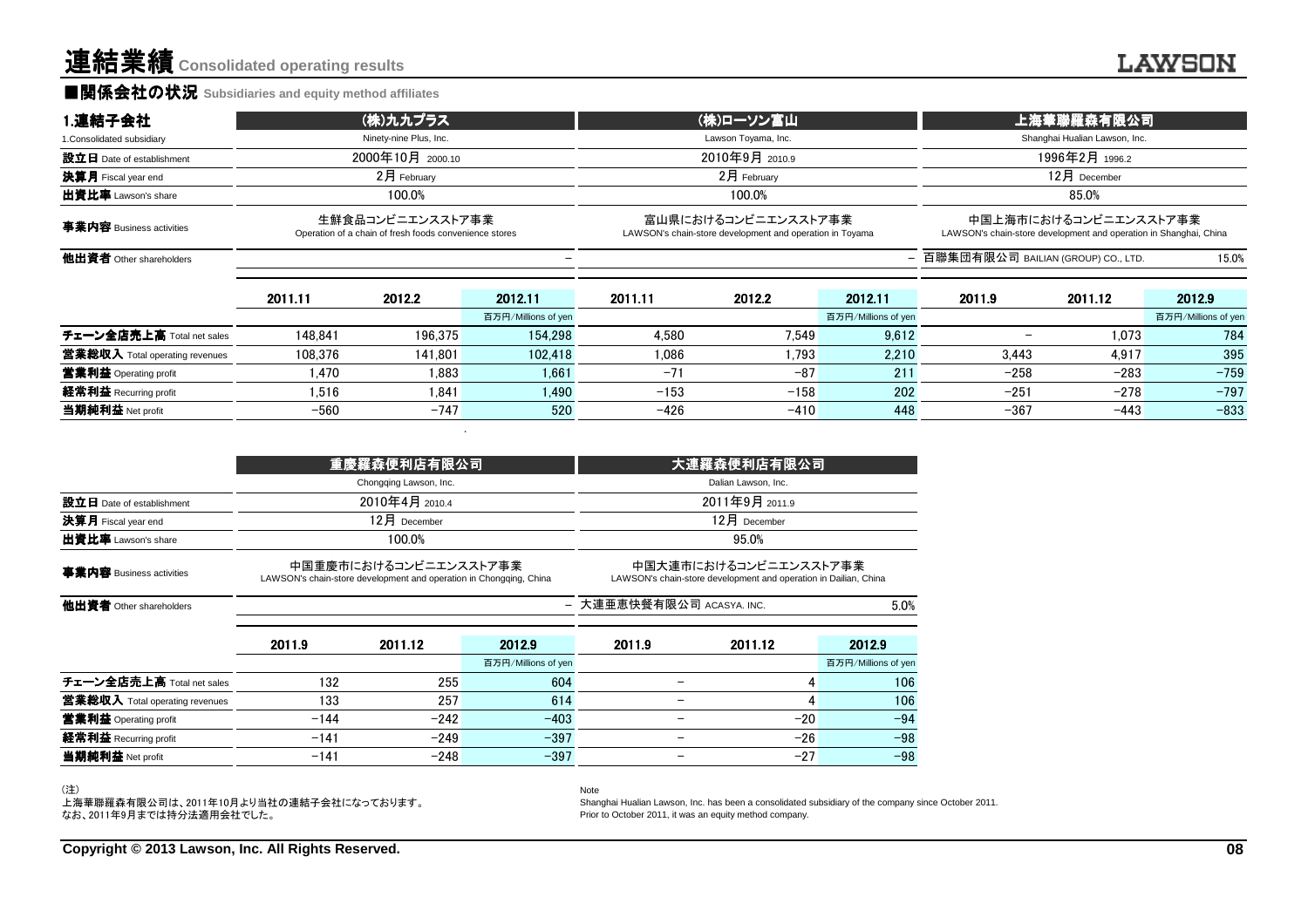# 連結業績 Consolidated operating results

## ■関係会社の状況 Subsidiaries and equity method affiliates

| 1.連結子会社 | (株)九九プラス | | | (株)ローソン富山 | | | 上海華聯羅森有限公司 | | |
|---|---|---|---|---|---|---|---|---|---|
| 1.Consolidated subsidiary | Ninety-nine Plus, Inc. | | | Lawson Toyama, Inc. | | | Shanghai Hualian Lawson, Inc. | | |
| **設立日** Date of establishment | 2000年10月 2000.10 | | | 2010年9月 2010.9 | | | 1996年2月 1996.2 | | |
| **決算月** Fiscal year end | 2月 February | | | 2月 February | | | 12月 December | | |
| **出資比率** Lawson's share | 100.0% | | | 100.0% | | | 85.0% | | |
| **事業内容** Business activities | 生鮮食品コンビニエンスストア事業 Operation of a chain of fresh foods convenience stores | | | 富山県におけるコンビニエンスストア事業 LAWSON's chain-store development and operation in Toyama | | | 中国上海市におけるコンビニエンスストア事業 LAWSON's chain-store development and operation in Shanghai, China | | |
| **他出資者** Other shareholders | | | – | | | – | 百聯集団有限公司 BAILIAN (GROUP) CO., LTD. | | 15.0% |
| | 2011.11 | 2012.2 | 2012.11 | 2011.11 | 2012.2 | 2012.11 | 2011.9 | 2011.12 | 2012.9 |
| | | | 百万円/Millions of yen | | | 百万円/Millions of yen | | | 百万円/Millions of yen |
| **チェーン全店売上高** Total net sales | 148,841 | 196,375 | 154,298 | 4,580 | 7,549 | 9,612 | – | 1,073 | 784 |
| **営業総収入** Total operating revenues | 108,376 | 141,801 | 102,418 | 1,086 | 1,793 | 2,210 | 3,443 | 4,917 | 395 |
| **営業利益** Operating profit | 1,470 | 1,883 | 1,661 | −71 | −87 | 211 | −258 | −283 | −759 |
| **経常利益** Recurring profit | 1,516 | 1,841 | 1,490 | −153 | −158 | 202 | −251 | −278 | −797 |
| **当期純利益** Net profit | −560 | −747 | 520 | −426 | −410 | 448 | −367 | −443 | −833 |

| | 重慶羅森便利店有限公司 | | | 大連羅森便利店有限公司 | | |
|---|---|---|---|---|---|---|
| | Chongqing Lawson, Inc. | | | Dalian Lawson, Inc. | | |
| **設立日** Date of establishment | 2010年4月 2010.4 | | | 2011年9月 2011.9 | | |
| **決算月** Fiscal year end | 12月 December | | | 12月 December | | |
| **出資比率** Lawson's share | 100.0% | | | 95.0% | | |
| **事業内容** Business activities | 中国重慶市におけるコンビニエンスストア事業 LAWSON's chain-store development and operation in Chongqing, China | | | 中国大連市におけるコンビニエンスストア事業 LAWSON's chain-store development and operation in Dailian, China | | |
| **他出資者** Other shareholders | | | – | 大連亜恵快餐有限公司 ACASYA. INC. | | 5.0% |
| | 2011.9 | 2011.12 | 2012.9 | 2011.9 | 2011.12 | 2012.9 |
| | | | 百万円/Millions of yen | | | 百万円/Millions of yen |
| **チェーン全店売上高** Total net sales | 132 | 255 | 604 | – | 4 | 106 |
| **営業総収入** Total operating revenues | 133 | 257 | 614 | – | 4 | 106 |
| **営業利益** Operating profit | −144 | −242 | −403 | – | −20 | −94 |
| **経常利益** Recurring profit | −141 | −249 | −397 | – | −26 | −98 |
| **当期純利益** Net profit | −141 | −248 | −397 | – | −27 | −98 |

(注)
上海華聯羅森有限公司は、2011年10月より当社の連結子会社になっております。
なお、2011年9月までは持分法適用会社でした。

Note
Shanghai Hualian Lawson, Inc. has been a consolidated subsidiary of the company since October 2011.
Prior to October 2011, it was an equity method company.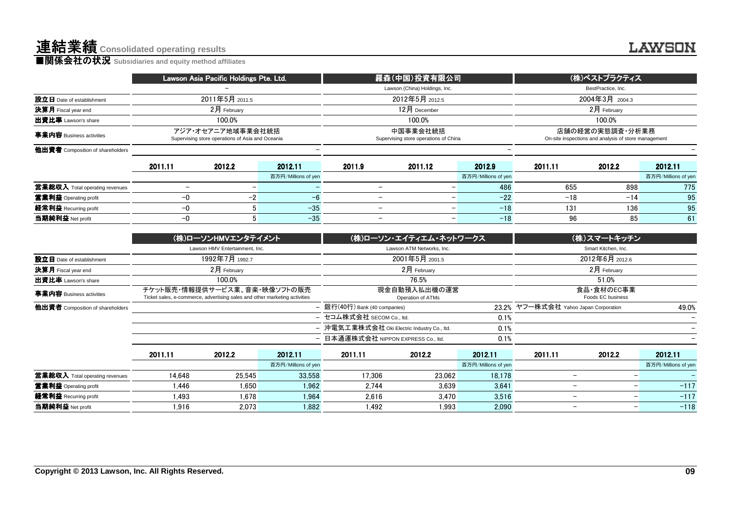# 連結業績 Consolidated operating results

## ■関係会社の状況 Subsidiaries and equity method affiliates

| | Lawson Asia Pacific Holdings Pte. Ltd. | | | 羅森(中国)投資有限公司 | | | (株)ベストプラクティス | | |
|---|---|---|---|---|---|---|---|---|---|
| | − | | | Lawson (China) Holdings, Inc. | | | BestPractice, Inc. | | |
| 設立日 Date of establishment | 2011年5月 2011.5 | | | 2012年5月 2012.5 | | | 2004年3月 2004.3 | | |
| 決算月 Fiscal year end | 2月 February | | | 12月 December | | | 2月 February | | |
| 出資比率 Lawson's share | 100.0% | | | 100.0% | | | 100.0% | | |
| 事業内容 Business activities | アジア・オセアニア地域事業会社統括 Supervising store operations of Asia and Oceania | | | 中国事業会社統括 Supervising store operations of China | | | 店舗の経営の実態調査・分析業務 On-site inspections and analysis of store management | | |
| 他出資者 Composition of shareholders | | | − | | | − | | | − |
| | 2011.11 | 2012.2 | 2012.11 | 2011.9 | 2011.12 | 2012.9 | 2011.11 | 2012.2 | 2012.11 |
| | | | 百万円/Millions of yen | | | 百万円/Millions of yen | | | 百万円/Millions of yen |
| 営業総収入 Total operating revenues | − | − | − | − | − | 486 | 655 | 898 | 775 |
| 営業利益 Operating profit | −0 | −2 | −6 | − | − | −22 | −18 | −14 | 95 |
| 経常利益 Recurring profit | −0 | 5 | −35 | − | − | −18 | 131 | 136 | 95 |
| 当期純利益 Net profit | −0 | 5 | −35 | − | − | −18 | 96 | 85 | 61 |

| | (株)ローソンHMVエンタテイメント | | | (株)ローソン・エイティエム・ネットワークス | | | (株)スマートキッチン | | |
|---|---|---|---|---|---|---|---|---|---|
| | Lawson HMV Entertainment, Inc. | | | Lawson ATM Networks, Inc. | | | Smart Kitchen, Inc. | | |
| 設立日 Date of establishment | 1992年7月 1992.7 | | | 2001年5月 2001.5 | | | 2012年6月 2012.6 | | |
| 決算月 Fiscal year end | 2月 February | | | 2月 February | | | 2月 February | | |
| 出資比率 Lawson's share | 100.0% | | | 76.5% | | | 51.0% | | |
| 事業内容 Business activities | チケット販売・情報提供サービス業、音楽・映像ソフトの販売 Ticket sales, e-commerce, advertising sales and other marketing activities | | | 現金自動預入払出機の運営 Operation of ATMs | | | 食品・食材のEC事業 Foods EC business | | |
| 他出資者 Composition of shareholders | | | − | 銀行(40行) Bank (40 companies) | | 23.2% | ヤフー株式会社 Yahoo Japan Corporation | | 49.0% |
| | | | − | セコム株式会社 SECOM Co., ltd. | | 0.1% | | | − |
| | | | − | 沖電気工業株式会社 Oki Electric Industry Co., ltd. | | 0.1% | | | − |
| | | | − | 日本通運株式会社 NIPPON EXPRESS Co., ltd. | | 0.1% | | | − |
| | 2011.11 | 2012.2 | 2012.11 | 2011.11 | 2012.2 | 2012.11 | 2011.11 | 2012.2 | 2012.11 |
| | | | 百万円/Millions of yen | | | 百万円/Millions of yen | | | 百万円/Millions of yen |
| 営業総収入 Total operating revenues | 14,648 | 25,545 | 33,558 | 17,306 | 23,062 | 18,178 | − | − | − |
| 営業利益 Operating profit | 1,446 | 1,650 | 1,962 | 2,744 | 3,639 | 3,641 | − | − | −117 |
| 経常利益 Recurring profit | 1,493 | 1,678 | 1,964 | 2,616 | 3,470 | 3,516 | − | − | −117 |
| 当期純利益 Net profit | 1,916 | 2,073 | 1,882 | 1,492 | 1,993 | 2,090 | − | − | −118 |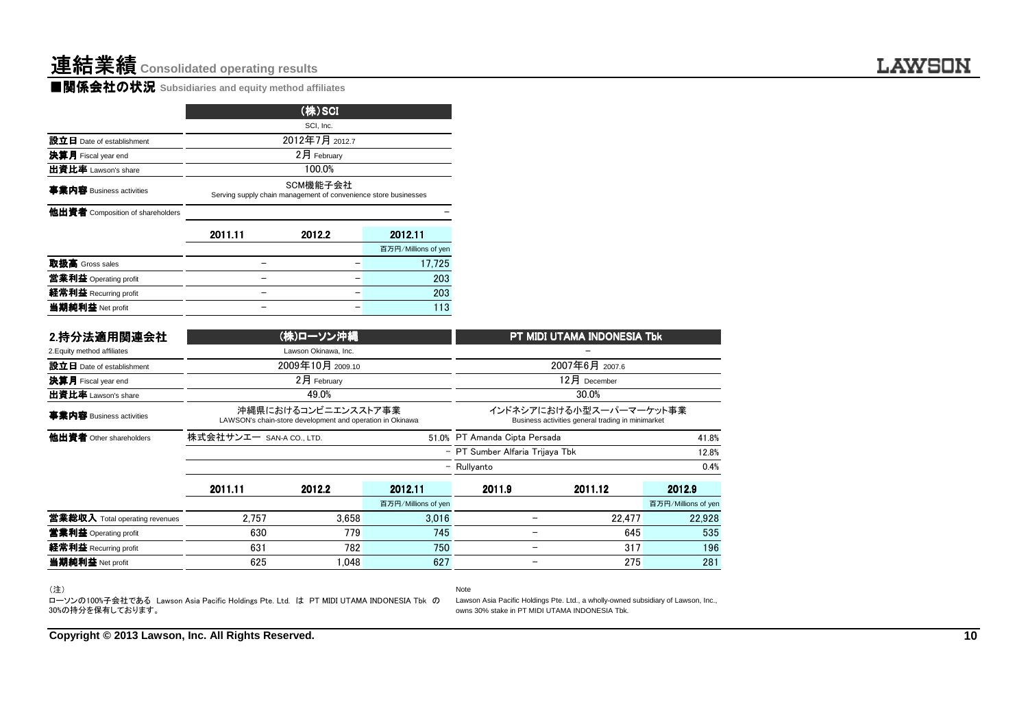# 連結業績 Consolidated operating results

## ■関係会社の状況 Subsidiaries and equity method affiliates

| | (株)SCI | | |
|---|---|---|---|
| | SCI, Inc. | | |
| 設立日 Date of establishment | 2012年7月 2012.7 | | |
| 決算月 Fiscal year end | 2月 February | | |
| 出資比率 Lawson's share | 100.0% | | |
| 事業内容 Business activities | SCM機能子会社 Serving supply chain management of convenience store businesses | | |
| 他出資者 Composition of shareholders | | | – |
| | 2011.11 | 2012.2 | 2012.11 |
| | | | 百万円/Millions of yen |
| 取扱高 Gross sales | – | – | 17,725 |
| 営業利益 Operating profit | – | – | 203 |
| 経常利益 Recurring profit | – | – | 203 |
| 当期純利益 Net profit | – | – | 113 |

### 2.持分法適用関連会社

2.Equity method affiliates

| | (株)ローソン沖縄 | | | PT MIDI UTAMA INDONESIA Tbk | | |
|---|---|---|---|---|---|---|
| | Lawson Okinawa, Inc. | | | – | | |
| 設立日 Date of establishment | 2009年10月 2009.10 | | | 2007年6月 2007.6 | | |
| 決算月 Fiscal year end | 2月 February | | | 12月 December | | |
| 出資比率 Lawson's share | 49.0% | | | 30.0% | | |
| 事業内容 Business activities | 沖縄県におけるコンビニエンスストア事業 LAWSON's chain-store development and operation in Okinawa | | | インドネシアにおける小型スーパーマーケット事業 Business activities general trading in minimarket | | |
| 他出資者 Other shareholders | 株式会社サンエー SAN-A CO., LTD. | | 51.0% | PT Amanda Cipta Persada | | 41.8% |
| | | | – | PT Sumber Alfaria Trijaya Tbk | | 12.8% |
| | | | – | Rullyanto | | 0.4% |
| | 2011.11 | 2012.2 | 2012.11 | 2011.9 | 2011.12 | 2012.9 |
| | | | 百万円/Millions of yen | | | 百万円/Millions of yen |
| 営業総収入 Total operating revenues | 2,757 | 3,658 | 3,016 | – | 22,477 | 22,928 |
| 営業利益 Operating profit | 630 | 779 | 745 | – | 645 | 535 |
| 経常利益 Recurring profit | 631 | 782 | 750 | – | 317 | 196 |
| 当期純利益 Net profit | 625 | 1,048 | 627 | – | 275 | 281 |

（注）

ローソンの100%子会社である Lawson Asia Pacific Holdings Pte. Ltd. は PT MIDI UTAMA INDONESIA Tbk の30%の持分を保有しております。

Note

Lawson Asia Pacific Holdings Pte. Ltd., a wholly-owned subsidiary of Lawson, Inc., owns 30% stake in PT MIDI UTAMA INDONESIA Tbk.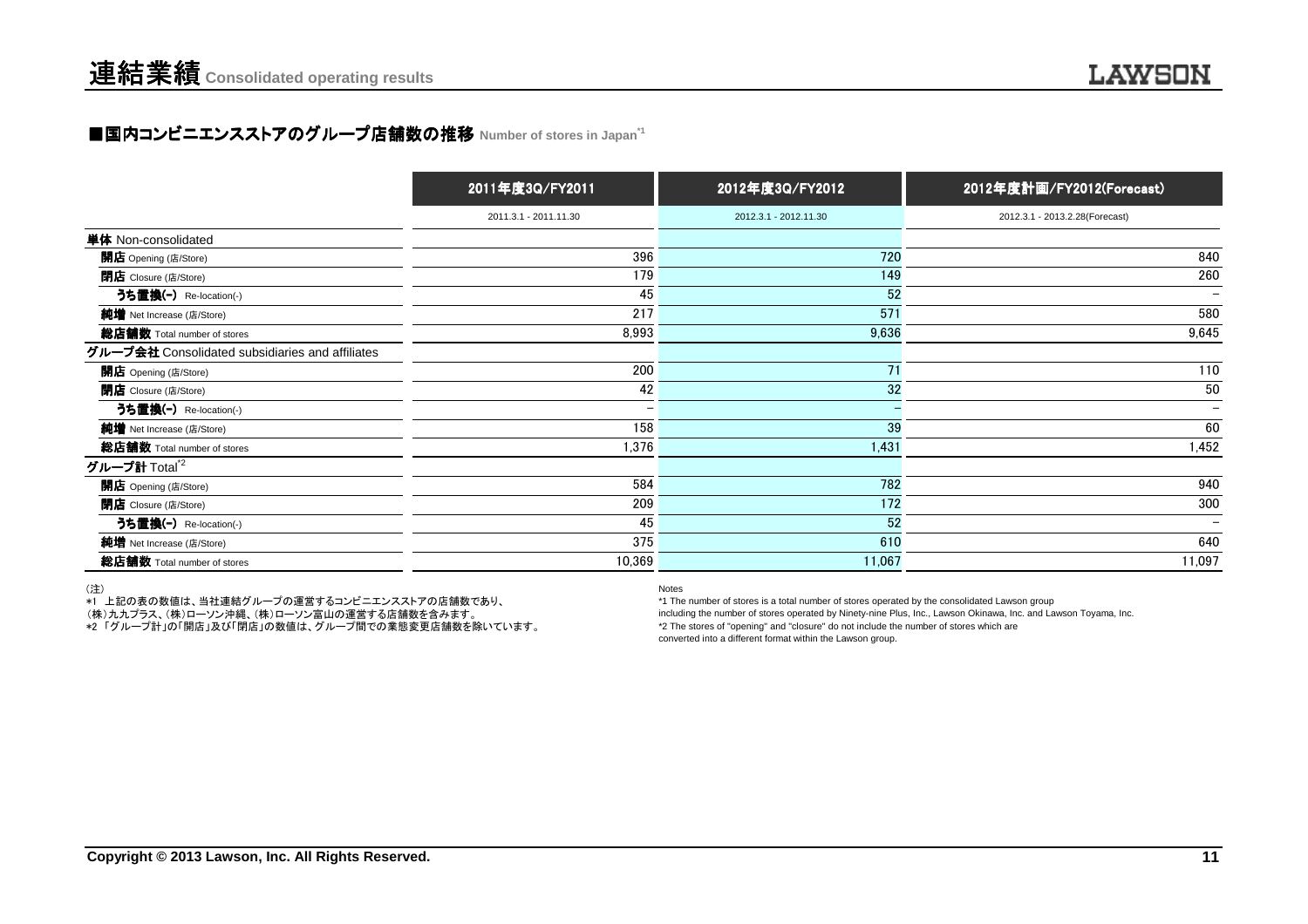# 連結業績 Consolidated operating results

## ■国内コンビニエンスストアのグループ店舗数の推移 Number of stores in Japan[*1]

| | 2011年度3Q/FY2011 | 2012年度3Q/FY2012 | 2012年度計画/FY2012(Forecast) |
|---|---|---|---|
| | 2011.3.1 - 2011.11.30 | 2012.3.1 - 2012.11.30 | 2012.3.1 - 2013.2.28(Forecast) |
| **単体** Non-consolidated | | | |
| **開店** Opening (店/Store) | 396 | 720 | 840 |
| **閉店** Closure (店/Store) | 179 | 149 | 260 |
| **うち置換(-)** Re-location(-) | 45 | 52 | – |
| **純増** Net Increase (店/Store) | 217 | 571 | 580 |
| **総店舗数** Total number of stores | 8,993 | 9,636 | 9,645 |
| **グループ会社** Consolidated subsidiaries and affiliates | | | |
| **開店** Opening (店/Store) | 200 | 71 | 110 |
| **閉店** Closure (店/Store) | 42 | 32 | 50 |
| **うち置換(-)** Re-location(-) | – | – | – |
| **純増** Net Increase (店/Store) | 158 | 39 | 60 |
| **総店舗数** Total number of stores | 1,376 | 1,431 | 1,452 |
| **グループ計** Total[*2] | | | |
| **開店** Opening (店/Store) | 584 | 782 | 940 |
| **閉店** Closure (店/Store) | 209 | 172 | 300 |
| **うち置換(-)** Re-location(-) | 45 | 52 | – |
| **純増** Net Increase (店/Store) | 375 | 610 | 640 |
| **総店舗数** Total number of stores | 10,369 | 11,067 | 11,097 |

（注）
*1 上記の表の数値は、当社連結グループの運営するコンビニエンスストアの店舗数であり、
（株）九九プラス、（株）ローソン沖縄、（株）ローソン富山の運営する店舗数を含みます。
*2 「グループ計」の「開店」及び「閉店」の数値は、グループ間での業態変更店舗数を除いています。

Notes
*1 The number of stores is a total number of stores operated by the consolidated Lawson group including the number of stores operated by Ninety-nine Plus, Inc., Lawson Okinawa, Inc. and Lawson Toyama, Inc.
*2 The stores of "opening" and "closure" do not include the number of stores which are converted into a different format within the Lawson group.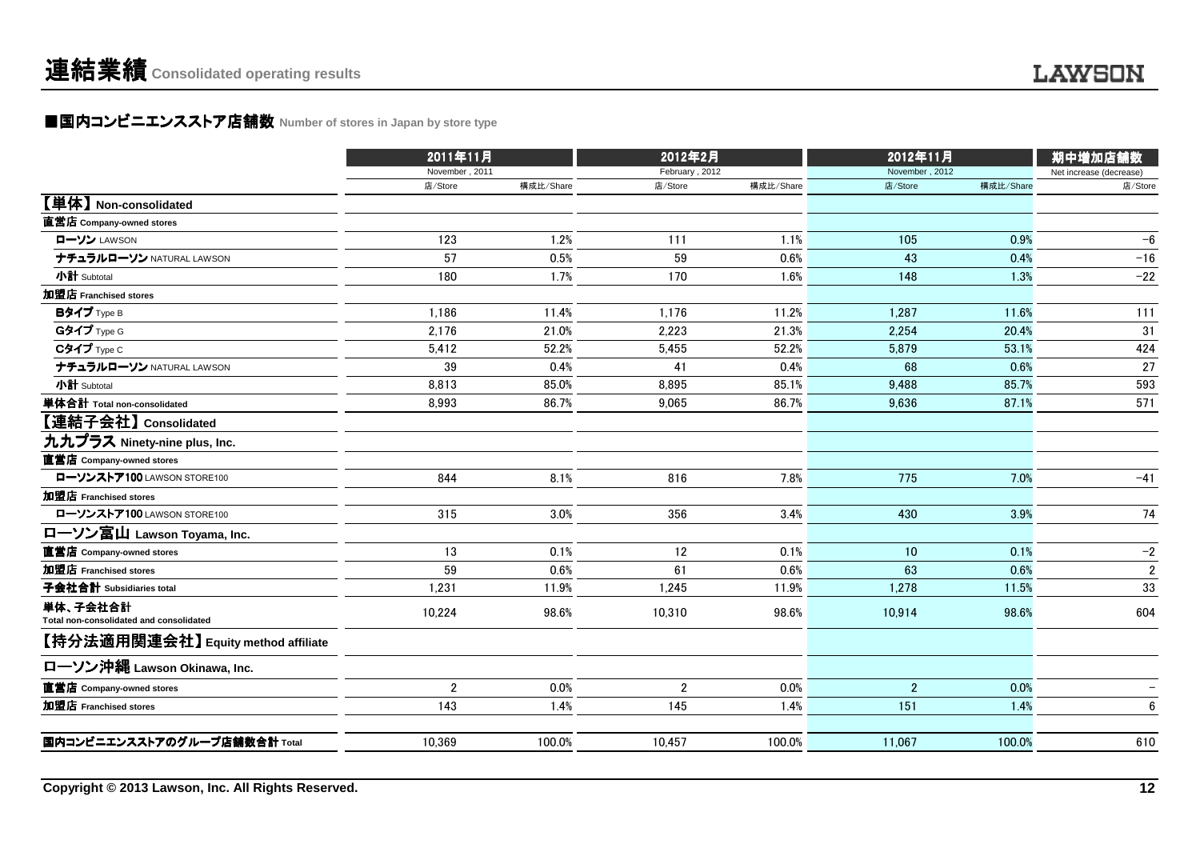# 連結業績 Consolidated operating results

## ■国内コンビニエンスストア店舗数 Number of stores in Japan by store type

| | 2011年11月 November , 2011 | | 2012年2月 February , 2012 | | 2012年11月 November , 2012 | | 期中増加店舗数 Net increase (decrease) |
|---|---|---|---|---|---|---|---|
| | 店/Store | 構成比/Share | 店/Store | 構成比/Share | 店/Store | 構成比/Share | 店/Store |
| **【単体】Non-consolidated** | | | | | | | |
| **直営店 Company-owned stores** | | | | | | | |
| ローソン LAWSON | 123 | 1.2% | 111 | 1.1% | 105 | 0.9% | −6 |
| ナチュラルローソン NATURAL LAWSON | 57 | 0.5% | 59 | 0.6% | 43 | 0.4% | −16 |
| 小計 Subtotal | 180 | 1.7% | 170 | 1.6% | 148 | 1.3% | −22 |
| **加盟店 Franchised stores** | | | | | | | |
| Bタイプ Type B | 1,186 | 11.4% | 1,176 | 11.2% | 1,287 | 11.6% | 111 |
| Gタイプ Type G | 2,176 | 21.0% | 2,223 | 21.3% | 2,254 | 20.4% | 31 |
| Cタイプ Type C | 5,412 | 52.2% | 5,455 | 52.2% | 5,879 | 53.1% | 424 |
| ナチュラルローソン NATURAL LAWSON | 39 | 0.4% | 41 | 0.4% | 68 | 0.6% | 27 |
| 小計 Subtotal | 8,813 | 85.0% | 8,895 | 85.1% | 9,488 | 85.7% | 593 |
| **単体合計 Total non-consolidated** | 8,993 | 86.7% | 9,065 | 86.7% | 9,636 | 87.1% | 571 |
| **【連結子会社】Consolidated** | | | | | | | |
| **九九プラス Ninety-nine plus, Inc.** | | | | | | | |
| **直営店 Company-owned stores** | | | | | | | |
| ローソンストア100 LAWSON STORE100 | 844 | 8.1% | 816 | 7.8% | 775 | 7.0% | −41 |
| **加盟店 Franchised stores** | | | | | | | |
| ローソンストア100 LAWSON STORE100 | 315 | 3.0% | 356 | 3.4% | 430 | 3.9% | 74 |
| **ローソン富山 Lawson Toyama, Inc.** | | | | | | | |
| 直営店 Company-owned stores | 13 | 0.1% | 12 | 0.1% | 10 | 0.1% | −2 |
| 加盟店 Franchised stores | 59 | 0.6% | 61 | 0.6% | 63 | 0.6% | 2 |
| **子会社合計 Subsidiaries total** | 1,231 | 11.9% | 1,245 | 11.9% | 1,278 | 11.5% | 33 |
| **単体、子会社合計 Total non-consolidated and consolidated** | 10,224 | 98.6% | 10,310 | 98.6% | 10,914 | 98.6% | 604 |
| **【持分法適用関連会社】Equity method affiliate** | | | | | | | |
| **ローソン沖縄 Lawson Okinawa, Inc.** | | | | | | | |
| 直営店 Company-owned stores | 2 | 0.0% | 2 | 0.0% | 2 | 0.0% | − |
| 加盟店 Franchised stores | 143 | 1.4% | 145 | 1.4% | 151 | 1.4% | 6 |
| **国内コンビニエンスストアのグループ店舗数合計 Total** | 10,369 | 100.0% | 10,457 | 100.0% | 11,067 | 100.0% | 610 |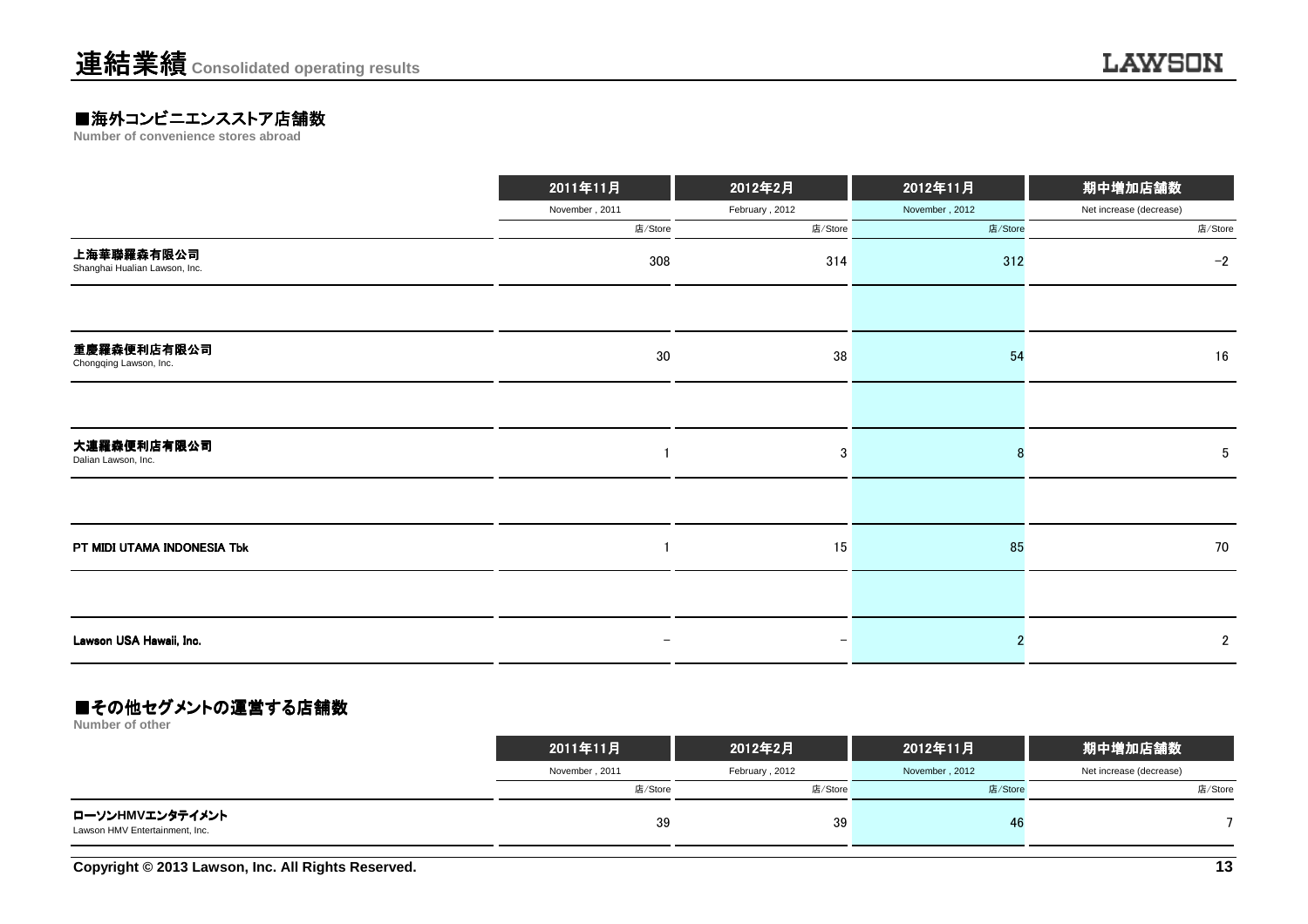# 連結業績 Consolidated operating results

## ■海外コンビニエンスストア店舗数

Number of convenience stores abroad

| | 2011年11月 November , 2011 | 2012年2月 February , 2012 | 2012年11月 November , 2012 | 期中増加店舗数 Net increase (decrease) |
|---|---|---|---|---|
| | 店/Store | 店/Store | 店/Store | 店/Store |
| 上海華聯羅森有限公司 Shanghai Hualian Lawson, Inc. | 308 | 314 | 312 | -2 |
| 重慶羅森便利店有限公司 Chongqing Lawson, Inc. | 30 | 38 | 54 | 16 |
| 大連羅森便利店有限公司 Dalian Lawson, Inc. | 1 | 3 | 8 | 5 |
| PT MIDI UTAMA INDONESIA Tbk | 1 | 15 | 85 | 70 |
| Lawson USA Hawaii, Inc. | - | - | 2 | 2 |

## ■その他セグメントの運営する店舗数

Number of other

| | 2011年11月 November , 2011 | 2012年2月 February , 2012 | 2012年11月 November , 2012 | 期中増加店舗数 Net increase (decrease) |
|---|---|---|---|---|
| | 店/Store | 店/Store | 店/Store | 店/Store |
| ローソンHMVエンタテイメント Lawson HMV Entertainment, Inc. | 39 | 39 | 46 | 7 |

Copyright © 2013 Lawson, Inc. All Rights Reserved.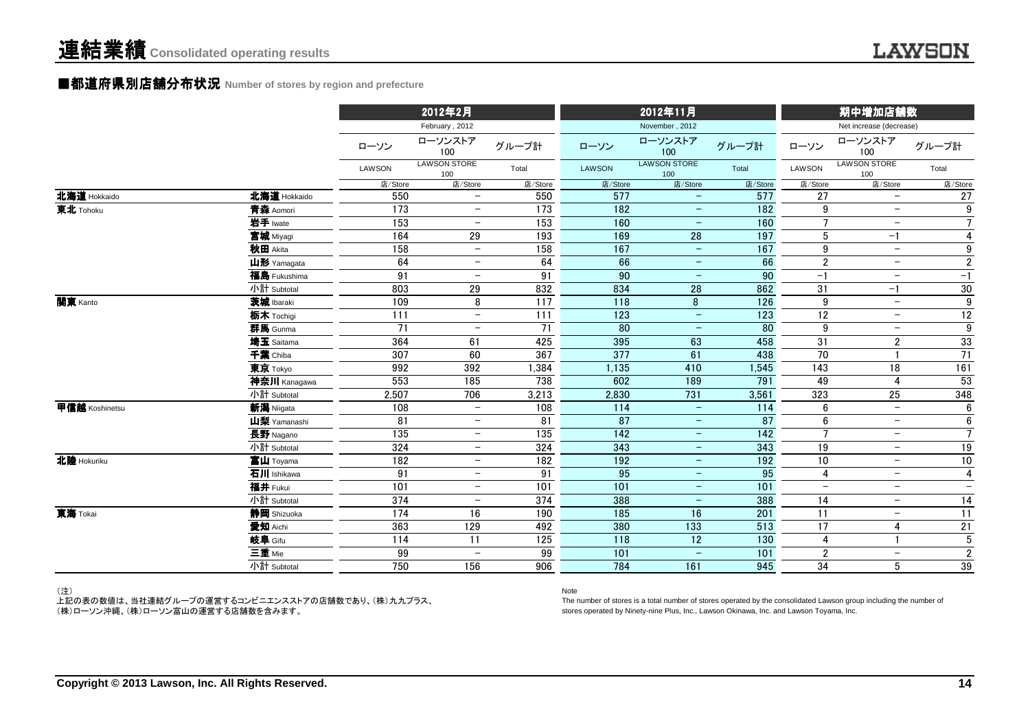# 連結業績 Consolidated operating results

## ■都道府県別店舗分布状況 Number of stores by region and prefecture

| | | 2012年2月 February , 2012 | | | 2012年11月 November , 2012 | | | 期中増加店舗数 Net increase (decrease) | | |
|---|---|---|---|---|---|---|---|---|---|---|
| | | ローソン LAWSON | ローソンストア100 LAWSON STORE 100 | グループ計 Total | ローソン LAWSON | ローソンストア100 LAWSON STORE 100 | グループ計 Total | ローソン LAWSON | ローソンストア100 LAWSON STORE 100 | グループ計 Total |
| | | 店/Store | 店/Store | 店/Store | 店/Store | 店/Store | 店/Store | 店/Store | 店/Store | 店/Store |
| **北海道** Hokkaido | **北海道** Hokkaido | 550 | － | 550 | 577 | － | 577 | 27 | － | 27 |
| **東北** Tohoku | **青森** Aomori | 173 | － | 173 | 182 | － | 182 | 9 | － | 9 |
| | **岩手** Iwate | 153 | － | 153 | 160 | － | 160 | 7 | － | 7 |
| | **宮城** Miyagi | 164 | 29 | 193 | 169 | 28 | 197 | 5 | −1 | 4 |
| | **秋田** Akita | 158 | － | 158 | 167 | － | 167 | 9 | － | 9 |
| | **山形** Yamagata | 64 | － | 64 | 66 | － | 66 | 2 | － | 2 |
| | **福島** Fukushima | 91 | － | 91 | 90 | － | 90 | −1 | － | −1 |
| | 小計 Subtotal | 803 | 29 | 832 | 834 | 28 | 862 | 31 | −1 | 30 |
| **関東** Kanto | **茨城** Ibaraki | 109 | 8 | 117 | 118 | 8 | 126 | 9 | － | 9 |
| | **栃木** Tochigi | 111 | － | 111 | 123 | － | 123 | 12 | － | 12 |
| | **群馬** Gunma | 71 | － | 71 | 80 | － | 80 | 9 | － | 9 |
| | **埼玉** Saitama | 364 | 61 | 425 | 395 | 63 | 458 | 31 | 2 | 33 |
| | **千葉** Chiba | 307 | 60 | 367 | 377 | 61 | 438 | 70 | 1 | 71 |
| | **東京** Tokyo | 992 | 392 | 1,384 | 1,135 | 410 | 1,545 | 143 | 18 | 161 |
| | **神奈川** Kanagawa | 553 | 185 | 738 | 602 | 189 | 791 | 49 | 4 | 53 |
| | 小計 Subtotal | 2,507 | 706 | 3,213 | 2,830 | 731 | 3,561 | 323 | 25 | 348 |
| **甲信越** Koshinetsu | **新潟** Niigata | 108 | － | 108 | 114 | － | 114 | 6 | － | 6 |
| | **山梨** Yamanashi | 81 | － | 81 | 87 | － | 87 | 6 | － | 6 |
| | **長野** Nagano | 135 | － | 135 | 142 | － | 142 | 7 | － | 7 |
| | 小計 Subtotal | 324 | － | 324 | 343 | － | 343 | 19 | － | 19 |
| **北陸** Hokuriku | **富山** Toyama | 182 | － | 182 | 192 | － | 192 | 10 | － | 10 |
| | **石川** Ishikawa | 91 | － | 91 | 95 | － | 95 | 4 | － | 4 |
| | **福井** Fukui | 101 | － | 101 | 101 | － | 101 | － | － | － |
| | 小計 Subtotal | 374 | － | 374 | 388 | － | 388 | 14 | － | 14 |
| **東海** Tokai | **静岡** Shizuoka | 174 | 16 | 190 | 185 | 16 | 201 | 11 | － | 11 |
| | **愛知** Aichi | 363 | 129 | 492 | 380 | 133 | 513 | 17 | 4 | 21 |
| | **岐阜** Gifu | 114 | 11 | 125 | 118 | 12 | 130 | 4 | 1 | 5 |
| | **三重** Mie | 99 | － | 99 | 101 | － | 101 | 2 | － | 2 |
| | 小計 Subtotal | 750 | 156 | 906 | 784 | 161 | 945 | 34 | 5 | 39 |

（注）
上記の表の数値は、当社連結グループの運営するコンビニエンスストアの店舗数であり、(株)九九プラス、(株)ローソン沖縄、(株)ローソン富山の運営する店舗数を含みます。

Note
The number of stores is a total number of stores operated by the consolidated Lawson group including the number of stores operated by Ninety-nine Plus, Inc., Lawson Okinawa, Inc. and Lawson Toyama, Inc.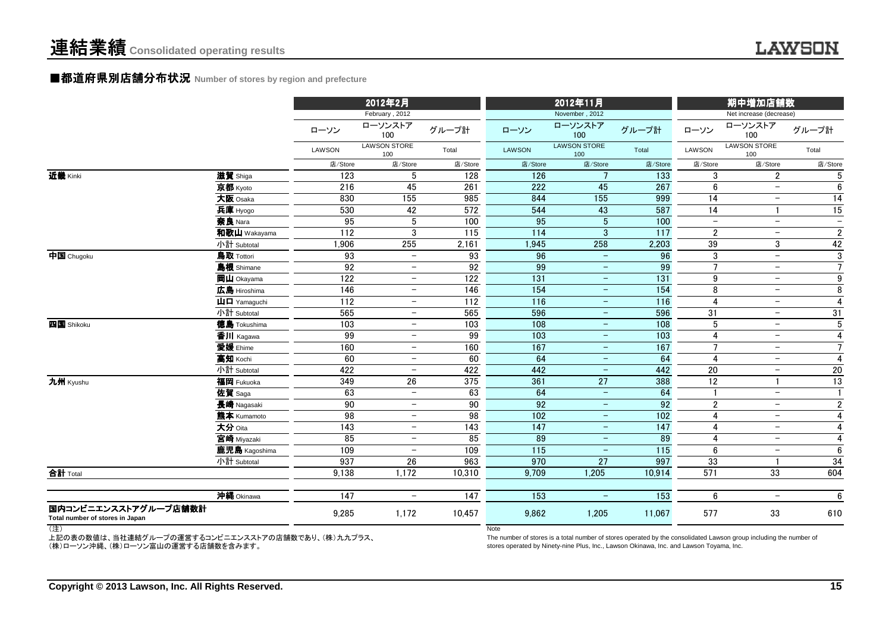# 連結業績 Consolidated operating results

## ■都道府県別店舗分布状況 Number of stores by region and prefecture

| | | 2012年2月 February , 2012 | | | 2012年11月 November , 2012 | | | 期中増加店舗数 Net increase (decrease) | | |
|---|---|---|---|---|---|---|---|---|---|---|
| | | ローソン LAWSON | ローソンストア100 LAWSON STORE 100 | グループ計 Total | ローソン LAWSON | ローソンストア100 LAWSON STORE 100 | グループ計 Total | ローソン LAWSON | ローソンストア100 LAWSON STORE 100 | グループ計 Total |
| | | 店/Store | 店/Store | 店/Store | 店/Store | 店/Store | 店/Store | 店/Store | 店/Store | 店/Store |
| **近畿** Kinki | **滋賀** Shiga | 123 | 5 | 128 | 126 | 7 | 133 | 3 | 2 | 5 |
| | **京都** Kyoto | 216 | 45 | 261 | 222 | 45 | 267 | 6 | − | 6 |
| | **大阪** Osaka | 830 | 155 | 985 | 844 | 155 | 999 | 14 | − | 14 |
| | **兵庫** Hyogo | 530 | 42 | 572 | 544 | 43 | 587 | 14 | 1 | 15 |
| | **奈良** Nara | 95 | 5 | 100 | 95 | 5 | 100 | − | − | − |
| | **和歌山** Wakayama | 112 | 3 | 115 | 114 | 3 | 117 | 2 | − | 2 |
| | 小計 Subtotal | 1,906 | 255 | 2,161 | 1,945 | 258 | 2,203 | 39 | 3 | 42 |
| **中国** Chugoku | **鳥取** Tottori | 93 | − | 93 | 96 | − | 96 | 3 | − | 3 |
| | **島根** Shimane | 92 | − | 92 | 99 | − | 99 | 7 | − | 7 |
| | **岡山** Okayama | 122 | − | 122 | 131 | − | 131 | 9 | − | 9 |
| | **広島** Hiroshima | 146 | − | 146 | 154 | − | 154 | 8 | − | 8 |
| | **山口** Yamaguchi | 112 | − | 112 | 116 | − | 116 | 4 | − | 4 |
| | 小計 Subtotal | 565 | − | 565 | 596 | − | 596 | 31 | − | 31 |
| **四国** Shikoku | **徳島** Tokushima | 103 | − | 103 | 108 | − | 108 | 5 | − | 5 |
| | **香川** Kagawa | 99 | − | 99 | 103 | − | 103 | 4 | − | 4 |
| | **愛媛** Ehime | 160 | − | 160 | 167 | − | 167 | 7 | − | 7 |
| | **高知** Kochi | 60 | − | 60 | 64 | − | 64 | 4 | − | 4 |
| | 小計 Subtotal | 422 | − | 422 | 442 | − | 442 | 20 | − | 20 |
| **九州** Kyushu | **福岡** Fukuoka | 349 | 26 | 375 | 361 | 27 | 388 | 12 | 1 | 13 |
| | **佐賀** Saga | 63 | − | 63 | 64 | − | 64 | 1 | − | 1 |
| | **長崎** Nagasaki | 90 | − | 90 | 92 | − | 92 | 2 | − | 2 |
| | **熊本** Kumamoto | 98 | − | 98 | 102 | − | 102 | 4 | − | 4 |
| | **大分** Oita | 143 | − | 143 | 147 | − | 147 | 4 | − | 4 |
| | **宮崎** Miyazaki | 85 | − | 85 | 89 | − | 89 | 4 | − | 4 |
| | **鹿児島** Kagoshima | 109 | − | 109 | 115 | − | 115 | 6 | − | 6 |
| | 小計 Subtotal | 937 | 26 | 963 | 970 | 27 | 997 | 33 | 1 | 34 |
| **合計** Total | | 9,138 | 1,172 | 10,310 | 9,709 | 1,205 | 10,914 | 571 | 33 | 604 |
| | **沖縄** Okinawa | 147 | − | 147 | 153 | − | 153 | 6 | − | 6 |
| **国内コンビニエンスストアグループ店舗数計** Total number of stores in Japan | | 9,285 | 1,172 | 10,457 | 9,862 | 1,205 | 11,067 | 577 | 33 | 610 |

(注)
上記の表の数値は、当社連結グループの運営するコンビニエンスストアの店舗数であり、(株)九九プラス、(株)ローソン沖縄、(株)ローソン富山の運営する店舗数を含みます。

Note
The number of stores is a total number of stores operated by the consolidated Lawson group including the number of stores operated by Ninety-nine Plus, Inc., Lawson Okinawa, Inc. and Lawson Toyama, Inc.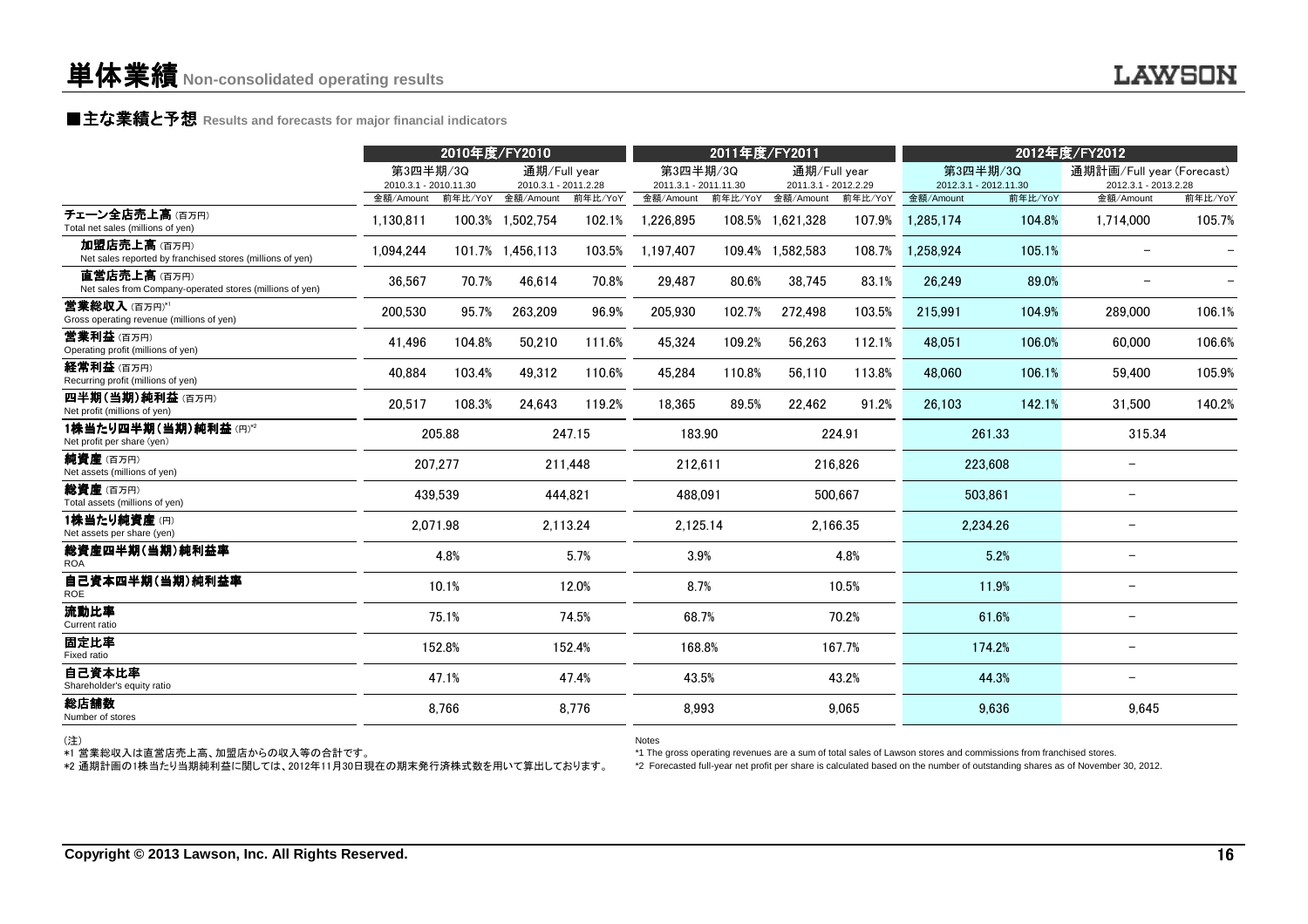# 単体業績 Non-consolidated operating results

## ■主な業績と予想 Results and forecasts for major financial indicators

| | 2010年度/FY2010 | | | | 2011年度/FY2011 | | | | 2012年度/FY2012 | | | |
|---|---|---|---|---|---|---|---|---|---|---|---|---|
| | 第3四半期/3Q 2010.3.1 - 2010.11.30 | | 通期/Full year 2010.3.1 - 2011.2.28 | | 第3四半期/3Q 2011.3.1 - 2011.11.30 | | 通期/Full year 2011.3.1 - 2012.2.29 | | 第3四半期/3Q 2012.3.1 - 2012.11.30 | | 通期計画/Full year (Forecast) 2012.3.1 - 2013.2.28 | |
| | 金額/Amount | 前年比/YoY | 金額/Amount | 前年比/YoY | 金額/Amount | 前年比/YoY | 金額/Amount | 前年比/YoY | 金額/Amount | 前年比/YoY | 金額/Amount | 前年比/YoY |
| チェーン全店売上高 (百万円) Total net sales (millions of yen) | 1,130,811 | 100.3% | 1,502,754 | 102.1% | 1,226,895 | 108.5% | 1,621,328 | 107.9% | 1,285,174 | 104.8% | 1,714,000 | 105.7% |
| 加盟店売上高 (百万円) Net sales reported by franchised stores (millions of yen) | 1,094,244 | 101.7% | 1,456,113 | 103.5% | 1,197,407 | 109.4% | 1,582,583 | 108.7% | 1,258,924 | 105.1% | – | – |
| 直営店売上高 (百万円) Net sales from Company-operated stores (millions of yen) | 36,567 | 70.7% | 46,614 | 70.8% | 29,487 | 80.6% | 38,745 | 83.1% | 26,249 | 89.0% | – | – |
| 営業総収入 (百万円)[*1] Gross operating revenue (millions of yen) | 200,530 | 95.7% | 263,209 | 96.9% | 205,930 | 102.7% | 272,498 | 103.5% | 215,991 | 104.9% | 289,000 | 106.1% |
| 営業利益 (百万円) Operating profit (millions of yen) | 41,496 | 104.8% | 50,210 | 111.6% | 45,324 | 109.2% | 56,263 | 112.1% | 48,051 | 106.0% | 60,000 | 106.6% |
| 経常利益 (百万円) Recurring profit (millions of yen) | 40,884 | 103.4% | 49,312 | 110.6% | 45,284 | 110.8% | 56,110 | 113.8% | 48,060 | 106.1% | 59,400 | 105.9% |
| 四半期(当期)純利益 (百万円) Net profit (millions of yen) | 20,517 | 108.3% | 24,643 | 119.2% | 18,365 | 89.5% | 22,462 | 91.2% | 26,103 | 142.1% | 31,500 | 140.2% |
| 1株当たり四半期(当期)純利益 (円)[*2] Net profit per share (yen) | 205.88 | | 247.15 | | 183.90 | | 224.91 | | 261.33 | | 315.34 | |
| 純資産 (百万円) Net assets (millions of yen) | 207,277 | | 211,448 | | 212,611 | | 216,826 | | 223,608 | | – | |
| 総資産 (百万円) Total assets (millions of yen) | 439,539 | | 444,821 | | 488,091 | | 500,667 | | 503,861 | | – | |
| 1株当たり純資産 (円) Net assets per share (yen) | 2,071.98 | | 2,113.24 | | 2,125.14 | | 2,166.35 | | 2,234.26 | | – | |
| 総資産四半期(当期)純利益率 ROA | 4.8% | | 5.7% | | 3.9% | | 4.8% | | 5.2% | | – | |
| 自己資本四半期(当期)純利益率 ROE | 10.1% | | 12.0% | | 8.7% | | 10.5% | | 11.9% | | – | |
| 流動比率 Current ratio | 75.1% | | 74.5% | | 68.7% | | 70.2% | | 61.6% | | – | |
| 固定比率 Fixed ratio | 152.8% | | 152.4% | | 168.8% | | 167.7% | | 174.2% | | – | |
| 自己資本比率 Shareholder's equity ratio | 47.1% | | 47.4% | | 43.5% | | 43.2% | | 44.3% | | – | |
| 総店舗数 Number of stores | 8,766 | | 8,776 | | 8,993 | | 9,065 | | 9,636 | | 9,645 | |

(注)
*1 営業総収入は直営店売上高、加盟店からの収入等の合計です。
*2 通期計画の1株当たり当期純利益に関しては、2012年11月30日現在の期末発行済株式数を用いて算出しております。

Notes
*1 The gross operating revenues are a sum of total sales of Lawson stores and commissions from franchised stores.
*2 Forecasted full-year net profit per share is calculated based on the number of outstanding shares as of November 30, 2012.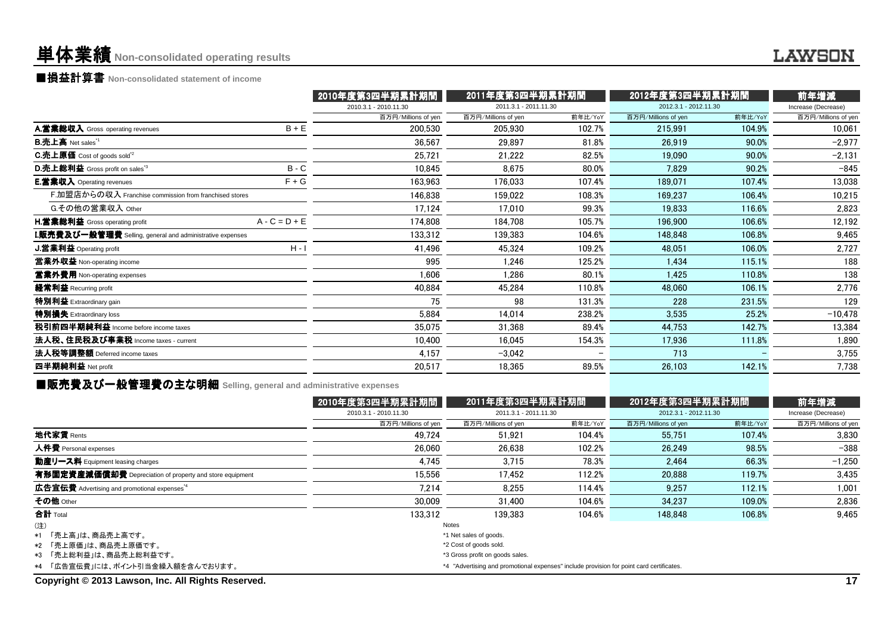# 単体業績 Non-consolidated operating results

## ■損益計算書 Non-consolidated statement of income

| | | 2010年度第3四半期累計期間 | 2011年度第3四半期累計期間 | | 2012年度第3四半期累計期間 | | 前年増減 |
|---|---|---|---|---|---|---|---|
| | | 2010.3.1 - 2010.11.30 | 2011.3.1 - 2011.11.30 | | 2012.3.1 - 2012.11.30 | | Increase (Decrease) |
| | | 百万円/Millions of yen | 百万円/Millions of yen | 前年比/YoY | 百万円/Millions of yen | 前年比/YoY | 百万円/Millions of yen |
| **A.営業総収入** Gross operating revenues | B + E | 200,530 | 205,930 | 102.7% | 215,991 | 104.9% | 10,061 |
| **B.売上高** Net sales[*1] | | 36,567 | 29,897 | 81.8% | 26,919 | 90.0% | −2,977 |
| **C.売上原価** Cost of goods sold[*2] | | 25,721 | 21,222 | 82.5% | 19,090 | 90.0% | −2,131 |
| **D.売上総利益** Gross profit on sales[*3] | B - C | 10,845 | 8,675 | 80.0% | 7,829 | 90.2% | −845 |
| **E.営業収入** Operating revenues | F + G | 163,963 | 176,033 | 107.4% | 189,071 | 107.4% | 13,038 |
| F.加盟店からの収入 Franchise commission from franchised stores | | 146,838 | 159,022 | 108.3% | 169,237 | 106.4% | 10,215 |
| G.その他の営業収入 Other | | 17,124 | 17,010 | 99.3% | 19,833 | 116.6% | 2,823 |
| **H.営業総利益** Gross operating profit | A - C = D + E | 174,808 | 184,708 | 105.7% | 196,900 | 106.6% | 12,192 |
| **I.販売費及び一般管理費** Selling, general and administrative expenses | | 133,312 | 139,383 | 104.6% | 148,848 | 106.8% | 9,465 |
| **J.営業利益** Operating profit | H - I | 41,496 | 45,324 | 109.2% | 48,051 | 106.0% | 2,727 |
| **営業外収益** Non-operating income | | 995 | 1,246 | 125.2% | 1,434 | 115.1% | 188 |
| **営業外費用** Non-operating expenses | | 1,606 | 1,286 | 80.1% | 1,425 | 110.8% | 138 |
| **経常利益** Recurring profit | | 40,884 | 45,284 | 110.8% | 48,060 | 106.1% | 2,776 |
| **特別利益** Extraordinary gain | | 75 | 98 | 131.3% | 228 | 231.5% | 129 |
| **特別損失** Extraordinary loss | | 5,884 | 14,014 | 238.2% | 3,535 | 25.2% | −10,478 |
| **税引前四半期純利益** Income before income taxes | | 35,075 | 31,368 | 89.4% | 44,753 | 142.7% | 13,384 |
| **法人税、住民税及び事業税** Income taxes - current | | 10,400 | 16,045 | 154.3% | 17,936 | 111.8% | 1,890 |
| **法人税等調整額** Deferred income taxes | | 4,157 | −3,042 | − | 713 | − | 3,755 |
| **四半期純利益** Net profit | | 20,517 | 18,365 | 89.5% | 26,103 | 142.1% | 7,738 |

## ■販売費及び一般管理費の主な明細 Selling, general and administrative expenses

| | 2010年度第3四半期累計期間 | 2011年度第3四半期累計期間 | | 2012年度第3四半期累計期間 | | 前年増減 |
|---|---|---|---|---|---|---|
| | 2010.3.1 - 2010.11.30 | 2011.3.1 - 2011.11.30 | | 2012.3.1 - 2012.11.30 | | Increase (Decrease) |
| | 百万円/Millions of yen | 百万円/Millions of yen | 前年比/YoY | 百万円/Millions of yen | 前年比/YoY | 百万円/Millions of yen |
| **地代家賃** Rents | 49,724 | 51,921 | 104.4% | 55,751 | 107.4% | 3,830 |
| **人件費** Personal expenses | 26,060 | 26,638 | 102.2% | 26,249 | 98.5% | −388 |
| **動産リース料** Equipment leasing charges | 4,745 | 3,715 | 78.3% | 2,464 | 66.3% | −1,250 |
| **有形固定資産減価償却費** Depreciation of property and store equipment | 15,556 | 17,452 | 112.2% | 20,888 | 119.7% | 3,435 |
| **広告宣伝費** Advertising and promotional expenses[*4] | 7,214 | 8,255 | 114.4% | 9,257 | 112.1% | 1,001 |
| **その他** Other | 30,009 | 31,400 | 104.6% | 34,237 | 109.0% | 2,836 |
| **合計** Total | 133,312 | 139,383 | 104.6% | 148,848 | 106.8% | 9,465 |

(注)
*1 「売上高」は、商品売上高です。
*2 「売上原価」は、商品売上原価です。
*3 「売上総利益」は、商品売上総利益です。
*4 「広告宣伝費」には、ポイント引当金繰入額を含んでおります。

Notes
*1 Net sales of goods.
*2 Cost of goods sold.
*3 Gross profit on goods sales.
*4 "Advertising and promotional expenses" include provision for point card certificates.

Copyright © 2013 Lawson, Inc. All Rights Reserved.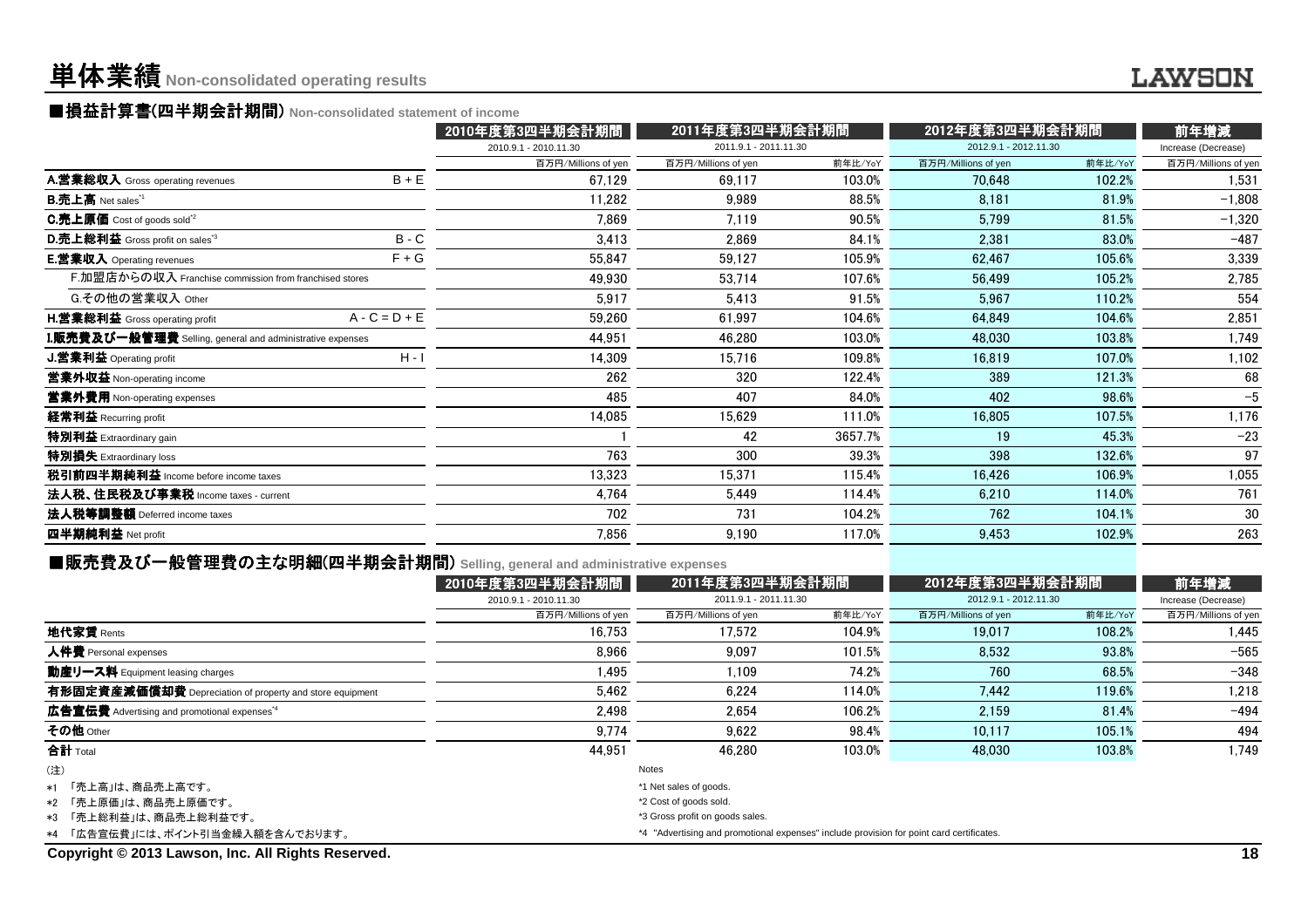# 単体業績 Non-consolidated operating results

## ■損益計算書(四半期会計期間) Non-consolidated statement of income

| | | 2010年度第3四半期会計期間 | 2011年度第3四半期会計期間 | | 2012年度第3四半期会計期間 | | 前年増減 |
|---|---|---|---|---|---|---|---|
| | | 2010.9.1 - 2010.11.30 | 2011.9.1 - 2011.11.30 | | 2012.9.1 - 2012.11.30 | | Increase (Decrease) |
| | | 百万円/Millions of yen | 百万円/Millions of yen | 前年比/YoY | 百万円/Millions of yen | 前年比/YoY | 百万円/Millions of yen |
| **A.営業総収入** Gross operating revenues | B + E | 67,129 | 69,117 | 103.0% | 70,648 | 102.2% | 1,531 |
| **B.売上高** Net sales*1 | | 11,282 | 9,989 | 88.5% | 8,181 | 81.9% | −1,808 |
| **C.売上原価** Cost of goods sold*2 | | 7,869 | 7,119 | 90.5% | 5,799 | 81.5% | −1,320 |
| **D.売上総利益** Gross profit on sales*3 | B - C | 3,413 | 2,869 | 84.1% | 2,381 | 83.0% | −487 |
| **E.営業収入** Operating revenues | F + G | 55,847 | 59,127 | 105.9% | 62,467 | 105.6% | 3,339 |
| F.加盟店からの収入 Franchise commission from franchised stores | | 49,930 | 53,714 | 107.6% | 56,499 | 105.2% | 2,785 |
| G.その他の営業収入 Other | | 5,917 | 5,413 | 91.5% | 5,967 | 110.2% | 554 |
| **H.営業総利益** Gross operating profit | A - C = D + E | 59,260 | 61,997 | 104.6% | 64,849 | 104.6% | 2,851 |
| **I.販売費及び一般管理費** Selling, general and administrative expenses | | 44,951 | 46,280 | 103.0% | 48,030 | 103.8% | 1,749 |
| **J.営業利益** Operating profit | H - I | 14,309 | 15,716 | 109.8% | 16,819 | 107.0% | 1,102 |
| **営業外収益** Non-operating income | | 262 | 320 | 122.4% | 389 | 121.3% | 68 |
| **営業外費用** Non-operating expenses | | 485 | 407 | 84.0% | 402 | 98.6% | −5 |
| **経常利益** Recurring profit | | 14,085 | 15,629 | 111.0% | 16,805 | 107.5% | 1,176 |
| **特別利益** Extraordinary gain | | 1 | 42 | 3657.7% | 19 | 45.3% | −23 |
| **特別損失** Extraordinary loss | | 763 | 300 | 39.3% | 398 | 132.6% | 97 |
| **税引前四半期純利益** Income before income taxes | | 13,323 | 15,371 | 115.4% | 16,426 | 106.9% | 1,055 |
| **法人税、住民税及び事業税** Income taxes - current | | 4,764 | 5,449 | 114.4% | 6,210 | 114.0% | 761 |
| **法人税等調整額** Deferred income taxes | | 702 | 731 | 104.2% | 762 | 104.1% | 30 |
| **四半期純利益** Net profit | | 7,856 | 9,190 | 117.0% | 9,453 | 102.9% | 263 |

## ■販売費及び一般管理費の主な明細(四半期会計期間) Selling, general and administrative expenses

| | 2010年度第3四半期会計期間 | 2011年度第3四半期会計期間 | | 2012年度第3四半期会計期間 | | 前年増減 |
|---|---|---|---|---|---|---|
| | 2010.9.1 - 2010.11.30 | 2011.9.1 - 2011.11.30 | | 2012.9.1 - 2012.11.30 | | Increase (Decrease) |
| | 百万円/Millions of yen | 百万円/Millions of yen | 前年比/YoY | 百万円/Millions of yen | 前年比/YoY | 百万円/Millions of yen |
| **地代家賃** Rents | 16,753 | 17,572 | 104.9% | 19,017 | 108.2% | 1,445 |
| **人件費** Personal expenses | 8,966 | 9,097 | 101.5% | 8,532 | 93.8% | −565 |
| **動産リース料** Equipment leasing charges | 1,495 | 1,109 | 74.2% | 760 | 68.5% | −348 |
| **有形固定資産減価償却費** Depreciation of property and store equipment | 5,462 | 6,224 | 114.0% | 7,442 | 119.6% | 1,218 |
| **広告宣伝費** Advertising and promotional expenses*4 | 2,498 | 2,654 | 106.2% | 2,159 | 81.4% | −494 |
| **その他** Other | 9,774 | 9,622 | 98.4% | 10,117 | 105.1% | 494 |
| **合計** Total | 44,951 | 46,280 | 103.0% | 48,030 | 103.8% | 1,749 |

(注)
- *1 「売上高」は、商品売上高です。
- *2 「売上原価」は、商品売上原価です。
- *3 「売上総利益」は、商品売上総利益です。
- *4 「広告宣伝費」には、ポイント引当金繰入額を含んでおります。

Notes
- *1 Net sales of goods.
- *2 Cost of goods sold.
- *3 Gross profit on goods sales.
- *4 "Advertising and promotional expenses" include provision for point card certificates.

Copyright © 2013 Lawson, Inc. All Rights Reserved.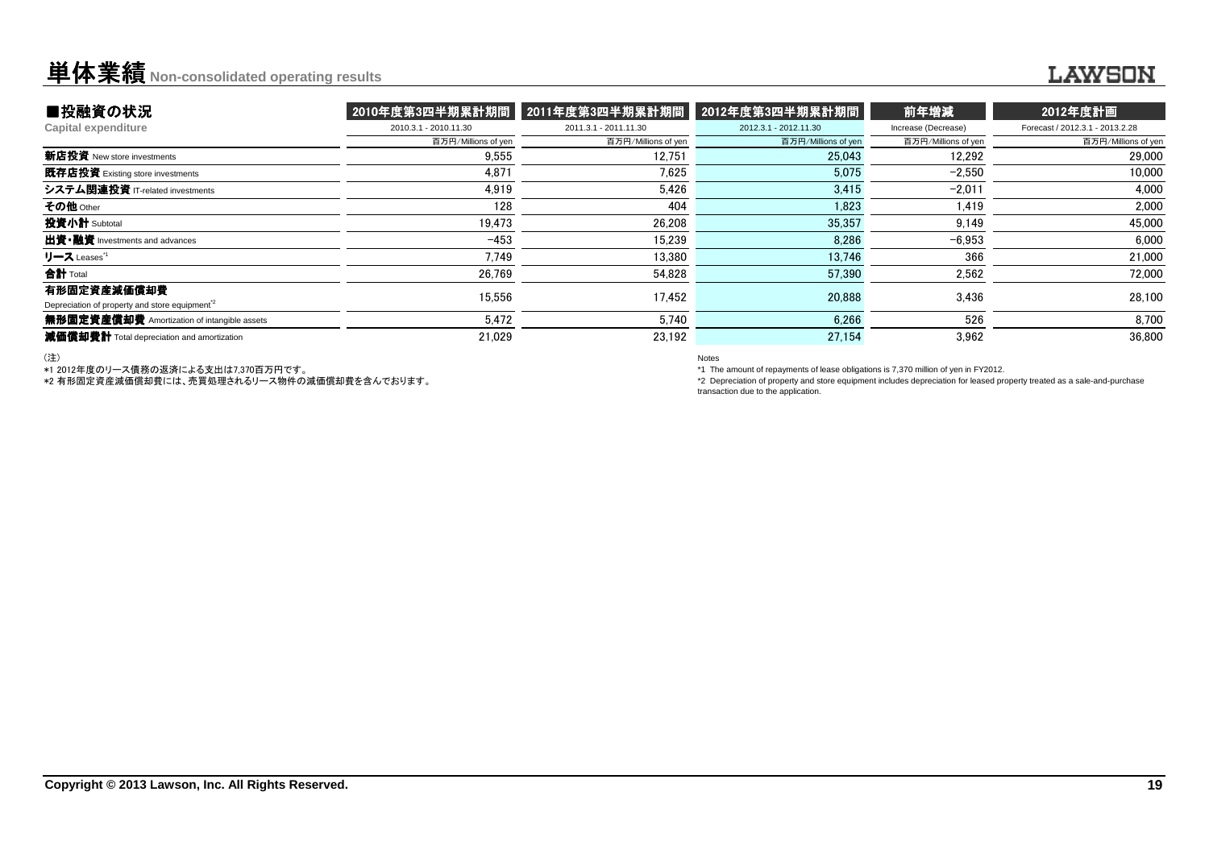# 単体業績 Non-consolidated operating results

## ■投融資の状況
**Capital expenditure**

| | 2010年度第3四半期累計期間 | 2011年度第3四半期累計期間 | 2012年度第3四半期累計期間 | 前年増減 | 2012年度計画 |
|---|---|---|---|---|---|
| | 2010.3.1 - 2010.11.30 | 2011.3.1 - 2011.11.30 | 2012.3.1 - 2012.11.30 | Increase (Decrease) | Forecast / 2012.3.1 - 2013.2.28 |
| | 百万円/Millions of yen | 百万円/Millions of yen | 百万円/Millions of yen | 百万円/Millions of yen | 百万円/Millions of yen |
| **新店投資** New store investments | 9,555 | 12,751 | 25,043 | 12,292 | 29,000 |
| **既存店投資** Existing store investments | 4,871 | 7,625 | 5,075 | −2,550 | 10,000 |
| **システム関連投資** IT-related investments | 4,919 | 5,426 | 3,415 | −2,011 | 4,000 |
| **その他** Other | 128 | 404 | 1,823 | 1,419 | 2,000 |
| **投資小計** Subtotal | 19,473 | 26,208 | 35,357 | 9,149 | 45,000 |
| **出資・融資** Investments and advances | −453 | 15,239 | 8,286 | −6,953 | 6,000 |
| **リース** Leases[*1] | 7,749 | 13,380 | 13,746 | 366 | 21,000 |
| **合計** Total | 26,769 | 54,828 | 57,390 | 2,562 | 72,000 |
| **有形固定資産減価償却費** Depreciation of property and store equipment[*2] | 15,556 | 17,452 | 20,888 | 3,436 | 28,100 |
| **無形固定資産償却費** Amortization of intangible assets | 5,472 | 5,740 | 6,266 | 526 | 8,700 |
| **減価償却費計** Total depreciation and amortization | 21,029 | 23,192 | 27,154 | 3,962 | 36,800 |

（注）
*1 2012年度のリース債務の返済による支出は7,370百万円です。
*2 有形固定資産減価償却費には、売買処理されるリース物件の減価償却費を含んでおります。

Notes
*1 The amount of repayments of lease obligations is 7,370 million of yen in FY2012.
*2 Depreciation of property and store equipment includes depreciation for leased property treated as a sale-and-purchase transaction due to the application.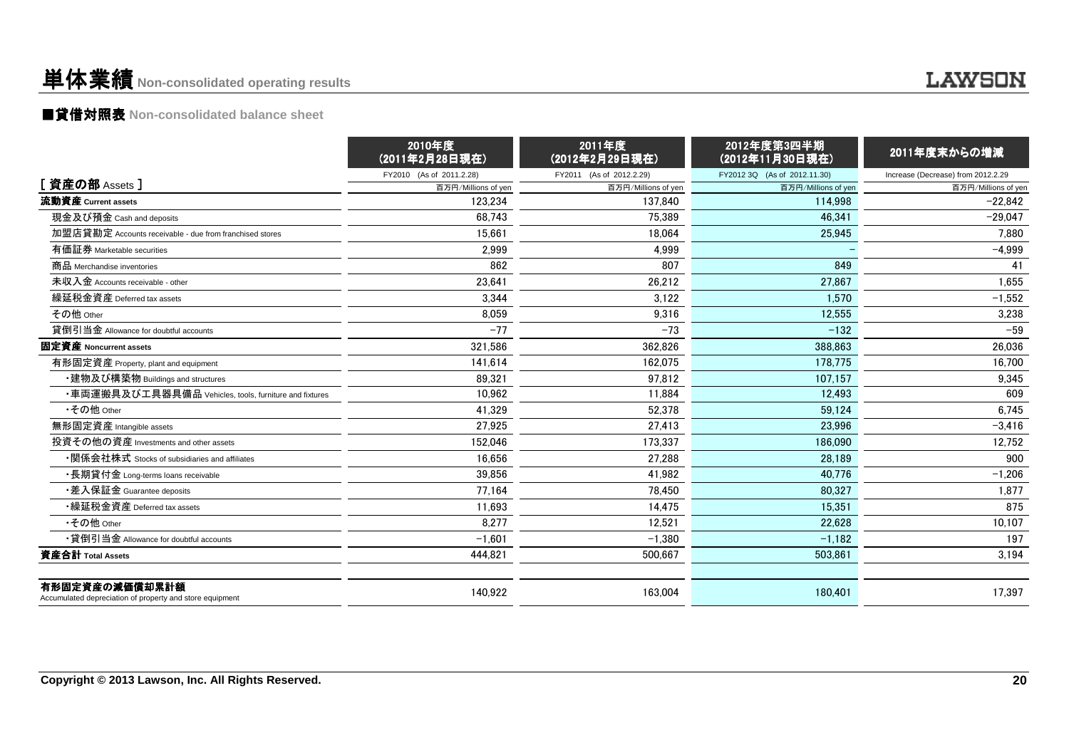# 単体業績 Non-consolidated operating results

## ■貸借対照表 Non-consolidated balance sheet

| [ 資産の部 Assets ] | 2010年度 (2011年2月28日現在) FY2010 (As of 2011.2.28) 百万円/Millions of yen | 2011年度 (2012年2月29日現在) FY2011 (As of 2012.2.29) 百万円/Millions of yen | 2012年度第3四半期 (2012年11月30日現在) FY2012 3Q (As of 2012.11.30) 百万円/Millions of yen | 2011年度末からの増減 Increase (Decrease) from 2012.2.29 百万円/Millions of yen |
|---|---|---|---|---|
| **流動資産 Current assets** | 123,234 | 137,840 | 114,998 | −22,842 |
| 現金及び預金 Cash and deposits | 68,743 | 75,389 | 46,341 | −29,047 |
| 加盟店貸勘定 Accounts receivable - due from franchised stores | 15,661 | 18,064 | 25,945 | 7,880 |
| 有価証券 Marketable securities | 2,999 | 4,999 | − | −4,999 |
| 商品 Merchandise inventories | 862 | 807 | 849 | 41 |
| 未収入金 Accounts receivable - other | 23,641 | 26,212 | 27,867 | 1,655 |
| 繰延税金資産 Deferred tax assets | 3,344 | 3,122 | 1,570 | −1,552 |
| その他 Other | 8,059 | 9,316 | 12,555 | 3,238 |
| 貸倒引当金 Allowance for doubtful accounts | −77 | −73 | −132 | −59 |
| **固定資産 Noncurrent assets** | 321,586 | 362,826 | 388,863 | 26,036 |
| 有形固定資産 Property, plant and equipment | 141,614 | 162,075 | 178,775 | 16,700 |
| ・建物及び構築物 Buildings and structures | 89,321 | 97,812 | 107,157 | 9,345 |
| ・車両運搬具及び工具器具備品 Vehicles, tools, furniture and fixtures | 10,962 | 11,884 | 12,493 | 609 |
| ・その他 Other | 41,329 | 52,378 | 59,124 | 6,745 |
| 無形固定資産 Intangible assets | 27,925 | 27,413 | 23,996 | −3,416 |
| 投資その他の資産 Investments and other assets | 152,046 | 173,337 | 186,090 | 12,752 |
| ・関係会社株式 Stocks of subsidiaries and affiliates | 16,656 | 27,288 | 28,189 | 900 |
| ・長期貸付金 Long-terms loans receivable | 39,856 | 41,982 | 40,776 | −1,206 |
| ・差入保証金 Guarantee deposits | 77,164 | 78,450 | 80,327 | 1,877 |
| ・繰延税金資産 Deferred tax assets | 11,693 | 14,475 | 15,351 | 875 |
| ・その他 Other | 8,277 | 12,521 | 22,628 | 10,107 |
| ・貸倒引当金 Allowance for doubtful accounts | −1,601 | −1,380 | −1,182 | 197 |
| **資産合計 Total Assets** | 444,821 | 500,667 | 503,861 | 3,194 |
| | | | | |
| **有形固定資産の減価償却累計額** Accumulated depreciation of property and store equipment | 140,922 | 163,004 | 180,401 | 17,397 |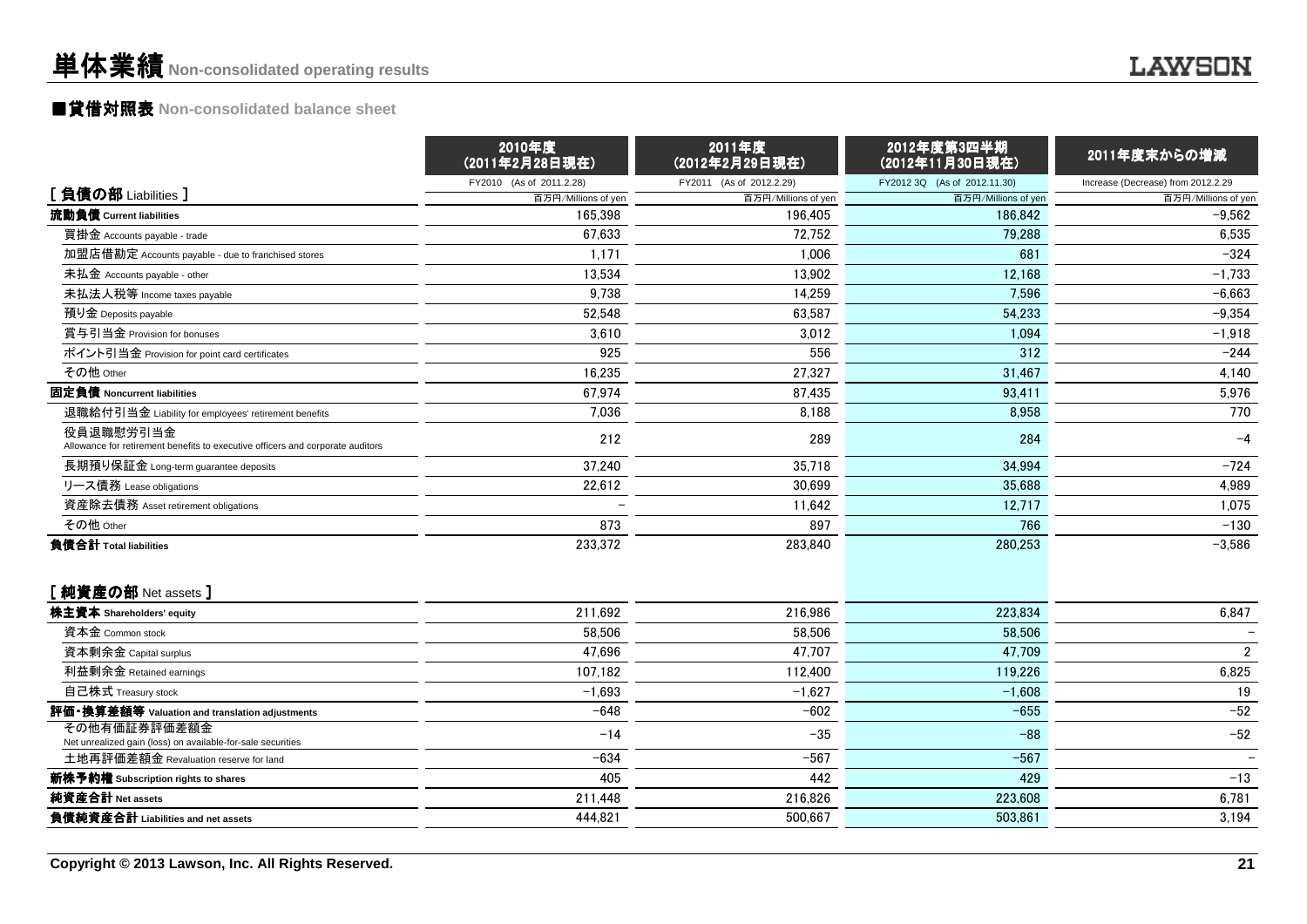# 単体業績 Non-consolidated operating results

## ■貸借対照表 Non-consolidated balance sheet

| | 2010年度 (2011年2月28日現在) | 2011年度 (2012年2月29日現在) | 2012年度第3四半期 (2012年11月30日現在) | 2011年度末からの増減 |
|---|---|---|---|---|
| | FY2010 (As of 2011.2.28) | FY2011 (As of 2012.2.29) | FY2012 3Q (As of 2012.11.30) | Increase (Decrease) from 2012.2.29 |
| **[ 負債の部 Liabilities ]** | 百万円/Millions of yen | 百万円/Millions of yen | 百万円/Millions of yen | 百万円/Millions of yen |
| **流動負債 Current liabilities** | 165,398 | 196,405 | 186,842 | -9,562 |
| 買掛金 Accounts payable - trade | 67,633 | 72,752 | 79,288 | 6,535 |
| 加盟店借勘定 Accounts payable - due to franchised stores | 1,171 | 1,006 | 681 | -324 |
| 未払金 Accounts payable - other | 13,534 | 13,902 | 12,168 | -1,733 |
| 未払法人税等 Income taxes payable | 9,738 | 14,259 | 7,596 | -6,663 |
| 預り金 Deposits payable | 52,548 | 63,587 | 54,233 | -9,354 |
| 賞与引当金 Provision for bonuses | 3,610 | 3,012 | 1,094 | -1,918 |
| ポイント引当金 Provision for point card certificates | 925 | 556 | 312 | -244 |
| その他 Other | 16,235 | 27,327 | 31,467 | 4,140 |
| **固定負債 Noncurrent liabilities** | 67,974 | 87,435 | 93,411 | 5,976 |
| 退職給付引当金 Liability for employees' retirement benefits | 7,036 | 8,188 | 8,958 | 770 |
| 役員退職慰労引当金 Allowance for retirement benefits to executive officers and corporate auditors | 212 | 289 | 284 | -4 |
| 長期預り保証金 Long-term guarantee deposits | 37,240 | 35,718 | 34,994 | -724 |
| リース債務 Lease obligations | 22,612 | 30,699 | 35,688 | 4,989 |
| 資産除去債務 Asset retirement obligations | - | 11,642 | 12,717 | 1,075 |
| その他 Other | 873 | 897 | 766 | -130 |
| **負債合計 Total liabilities** | 233,372 | 283,840 | 280,253 | -3,586 |
| **[ 純資産の部 Net assets ]** | | | | |
| **株主資本 Shareholders' equity** | 211,692 | 216,986 | 223,834 | 6,847 |
| 資本金 Common stock | 58,506 | 58,506 | 58,506 | - |
| 資本剰余金 Capital surplus | 47,696 | 47,707 | 47,709 | 2 |
| 利益剰余金 Retained earnings | 107,182 | 112,400 | 119,226 | 6,825 |
| 自己株式 Treasury stock | -1,693 | -1,627 | -1,608 | 19 |
| **評価・換算差額等 Valuation and translation adjustments** | -648 | -602 | -655 | -52 |
| その他有価証券評価差額金 Net unrealized gain (loss) on available-for-sale securities | -14 | -35 | -88 | -52 |
| 土地再評価差額金 Revaluation reserve for land | -634 | -567 | -567 | - |
| **新株予約権 Subscription rights to shares** | 405 | 442 | 429 | -13 |
| **純資産合計 Net assets** | 211,448 | 216,826 | 223,608 | 6,781 |
| **負債純資産合計 Liabilities and net assets** | 444,821 | 500,667 | 503,861 | 3,194 |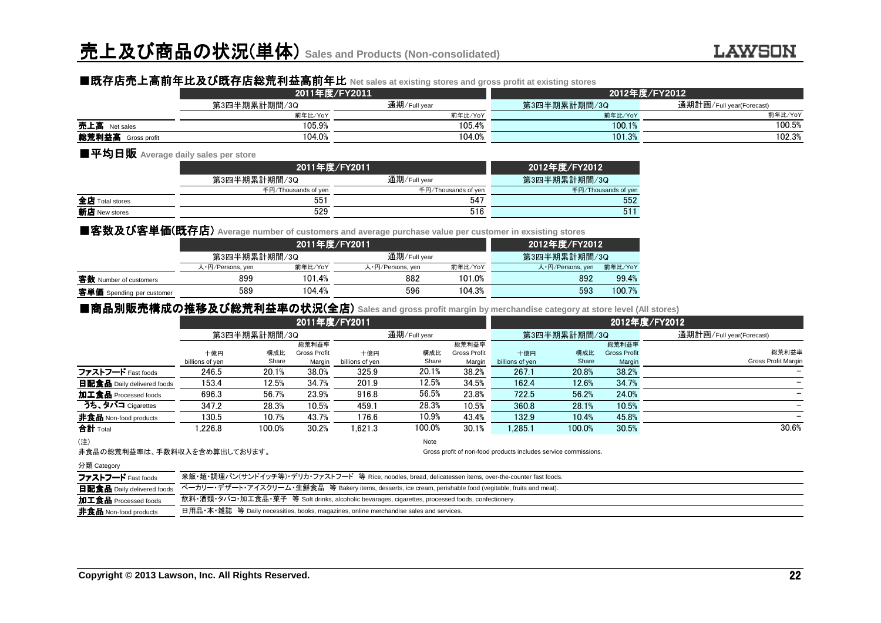# 売上及び商品の状況(単体) Sales and Products (Non-consolidated)

## ■既存店売上高前年比及び既存店総荒利益高前年比 Net sales at existing stores and gross profit at existing stores

| | 2011年度/FY2011 | | 2012年度/FY2012 | |
|---|---|---|---|---|
| | 第3四半期累計期間/3Q | 通期/Full year | 第3四半期累計期間/3Q | 通期計画/Full year(Forecast) |
| | 前年比/YoY | 前年比/YoY | 前年比/YoY | 前年比/YoY |
| 売上高 Net sales | 105.9% | 105.4% | 100.1% | 100.5% |
| 総荒利益高 Gross profit | 104.0% | 104.0% | 101.3% | 102.3% |

## ■平均日販 Average daily sales per store

| | 2011年度/FY2011 | | 2012年度/FY2012 |
|---|---|---|---|
| | 第3四半期累計期間/3Q | 通期/Full year | 第3四半期累計期間/3Q |
| | 千円/Thousands of yen | 千円/Thousands of yen | 千円/Thousands of yen |
| 全店 Total stores | 551 | 547 | 552 |
| 新店 New stores | 529 | 516 | 511 |

## ■客数及び客単価(既存店) Average number of customers and average purchase value per customer in exsisting stores

| | 2011年度/FY2011 | | | | 2012年度/FY2012 | |
|---|---|---|---|---|---|---|
| | 第3四半期累計期間/3Q | | 通期/Full year | | 第3四半期累計期間/3Q | |
| | 人・円/Persons, yen | 前年比/YoY | 人・円/Persons, yen | 前年比/YoY | 人・円/Persons, yen | 前年比/YoY |
| 客数 Number of customers | 899 | 101.4% | 882 | 101.0% | 892 | 99.4% |
| 客単価 Spending per customer | 589 | 104.4% | 596 | 104.3% | 593 | 100.7% |

## ■商品別販売構成の推移及び総荒利益率の状況(全店) Sales and gross profit margin by merchandise category at store level (All stores)

| | 2011年度/FY2011 | | | | | | 2012年度/FY2012 | | | |
|---|---|---|---|---|---|---|---|---|---|---|
| | 第3四半期累計期間/3Q | | | 通期/Full year | | | 第3四半期累計期間/3Q | | | 通期計画/Full year(Forecast) |
| | 十億円 billions of yen | 構成比 Share | 総荒利益率 Gross Profit Margin | 十億円 billions of yen | 構成比 Share | 総荒利益率 Gross Profit Margin | 十億円 billions of yen | 構成比 Share | 総荒利益率 Gross Profit Margin | 総荒利益率 Gross Profit Margin |
| ファストフード Fast foods | 246.5 | 20.1% | 38.0% | 325.9 | 20.1% | 38.2% | 267.1 | 20.8% | 38.2% | − |
| 日配食品 Daily delivered foods | 153.4 | 12.5% | 34.7% | 201.9 | 12.5% | 34.5% | 162.4 | 12.6% | 34.7% | − |
| 加工食品 Processed foods | 696.3 | 56.7% | 23.9% | 916.8 | 56.5% | 23.8% | 722.5 | 56.2% | 24.0% | − |
| うち、タバコ Cigarettes | 347.2 | 28.3% | 10.5% | 459.1 | 28.3% | 10.5% | 360.8 | 28.1% | 10.5% | − |
| 非食品 Non-food products | 130.5 | 10.7% | 43.7% | 176.6 | 10.9% | 43.4% | 132.9 | 10.4% | 45.8% | − |
| 合計 Total | 1,226.8 | 100.0% | 30.2% | 1,621.3 | 100.0% | 30.1% | 1,285.1 | 100.0% | 30.5% | 30.6% |

(注)
非食品の総荒利益率は、手数料収入を含め算出しております。

Note
Gross profit of non-food products includes service commissions.

分類 Category

| | |
|---|---|
| ファストフード Fast foods | 米飯・麺・調理パン(サンドイッチ等)・デリカ・ファストフード　等 Rice, noodles, bread, delicatessen items, over-the-counter fast foods. |
| 日配食品 Daily delivered foods | ベーカリー・デザート・アイスクリーム・生鮮食品　等 Bakery items, desserts, ice cream, perishable food (vegitable, fruits and meat). |
| 加工食品 Processed foods | 飲料・酒類・タバコ・加工食品・菓子　等 Soft drinks, alcoholic bevarages, cigarettes, processed foods, confectionery. |
| 非食品 Non-food products | 日用品・本・雑誌　等 Daily necessities, books, magazines, online merchandise sales and services. |